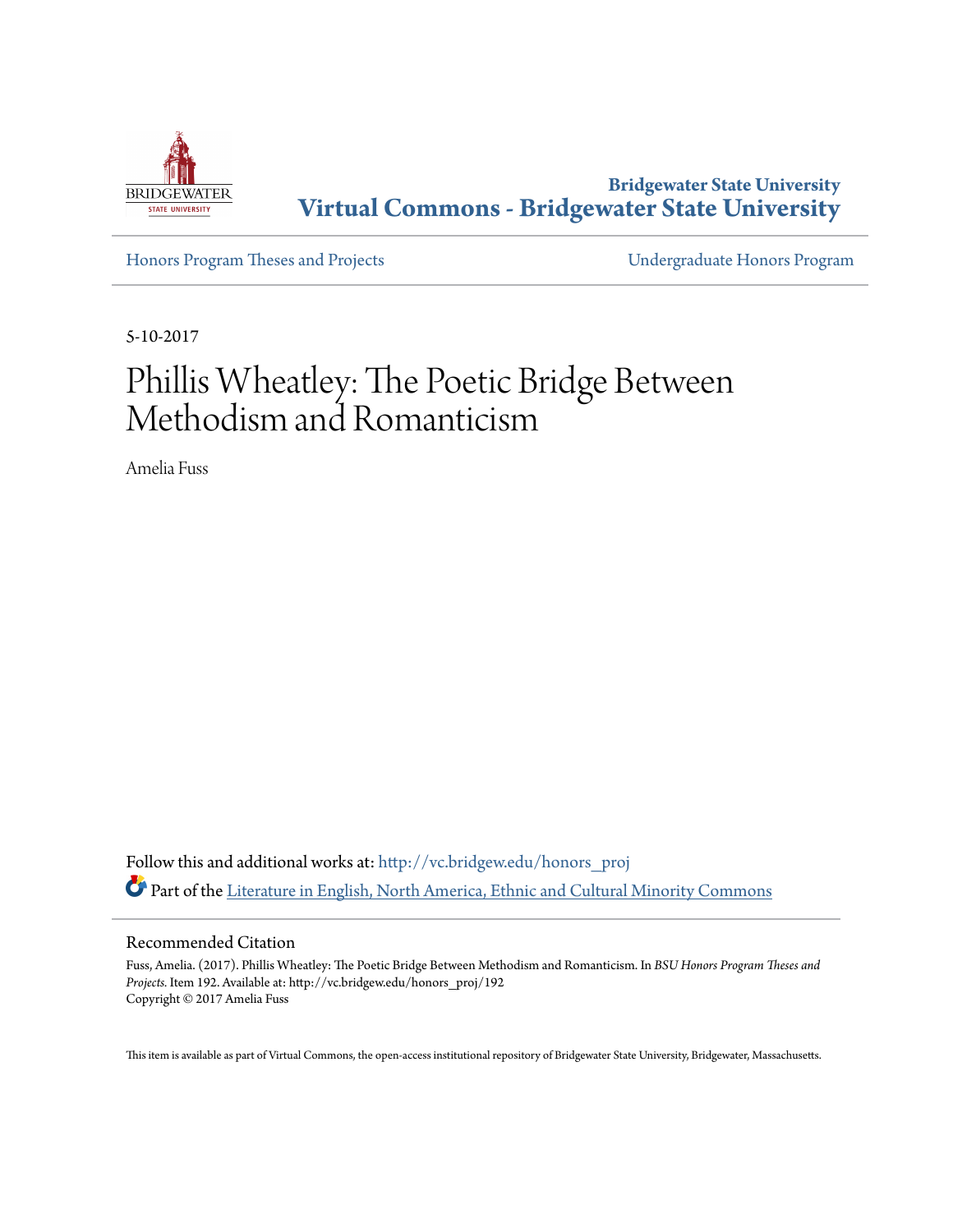Bridgewater State University

**Virtual Commons - Bridgewater State University**

Honors Program Theses and Projects

Undergraduate Honors Program

5-10-2017

# Phillis Wheatley: The Poetic Bridge Between Methodism and Romanticism

Amelia Fuss

Follow this and additional works at: http://vc.bridgew.edu/honors_proj

Part of the Literature in English, North America, Ethnic and Cultural Minority Commons

## Recommended Citation

Fuss, Amelia. (2017). Phillis Wheatley: The Poetic Bridge Between Methodism and Romanticism. In *BSU Honors Program Theses and Projects.* Item 192. Available at: http://vc.bridgew.edu/honors_proj/192

Copyright © 2017 Amelia Fuss

This item is available as part of Virtual Commons, the open-access institutional repository of Bridgewater State University, Bridgewater, Massachusetts.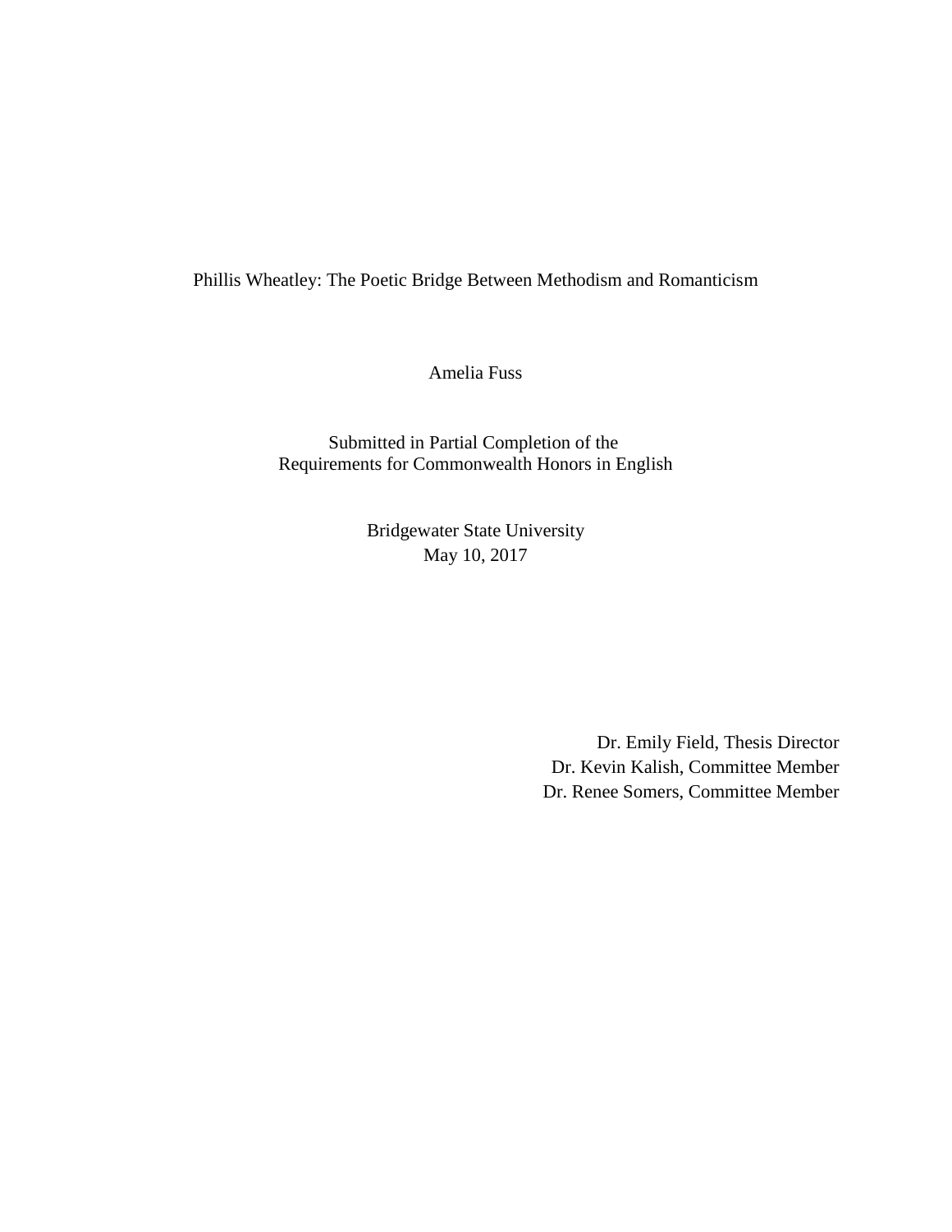# Phillis Wheatley: The Poetic Bridge Between Methodism and Romanticism

Amelia Fuss

Submitted in Partial Completion of the
Requirements for Commonwealth Honors in English

Bridgewater State University
May 10, 2017

Dr. Emily Field, Thesis Director
Dr. Kevin Kalish, Committee Member
Dr. Renee Somers, Committee Member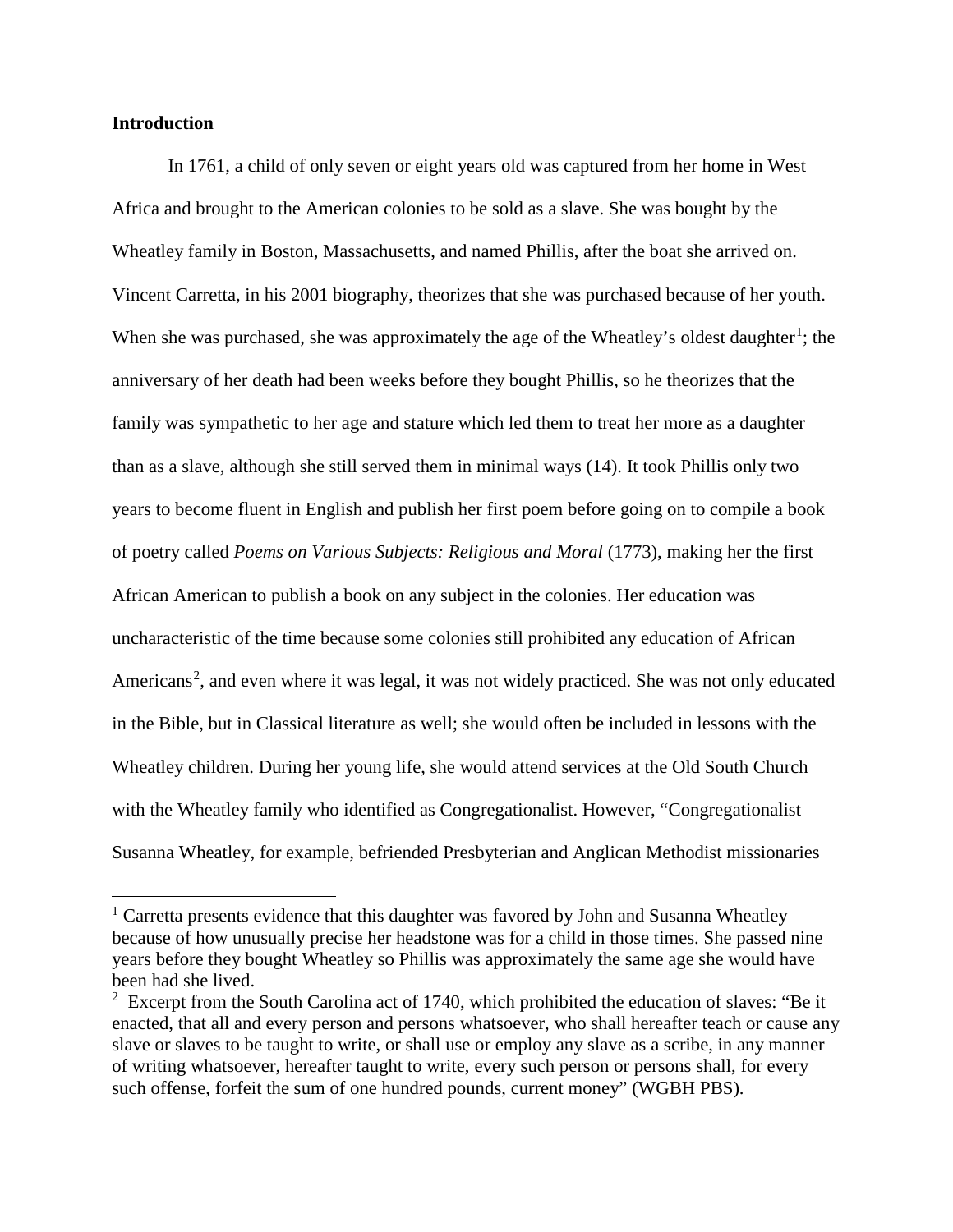**Introduction**

In 1761, a child of only seven or eight years old was captured from her home in West Africa and brought to the American colonies to be sold as a slave. She was bought by the Wheatley family in Boston, Massachusetts, and named Phillis, after the boat she arrived on. Vincent Carretta, in his 2001 biography, theorizes that she was purchased because of her youth. When she was purchased, she was approximately the age of the Wheatley's oldest daughter[1]; the anniversary of her death had been weeks before they bought Phillis, so he theorizes that the family was sympathetic to her age and stature which led them to treat her more as a daughter than as a slave, although she still served them in minimal ways (14). It took Phillis only two years to become fluent in English and publish her first poem before going on to compile a book of poetry called *Poems on Various Subjects: Religious and Moral* (1773), making her the first African American to publish a book on any subject in the colonies. Her education was uncharacteristic of the time because some colonies still prohibited any education of African Americans[2], and even where it was legal, it was not widely practiced. She was not only educated in the Bible, but in Classical literature as well; she would often be included in lessons with the Wheatley children. During her young life, she would attend services at the Old South Church with the Wheatley family who identified as Congregationalist. However, "Congregationalist Susanna Wheatley, for example, befriended Presbyterian and Anglican Methodist missionaries

---

[1] Carretta presents evidence that this daughter was favored by John and Susanna Wheatley because of how unusually precise her headstone was for a child in those times. She passed nine years before they bought Wheatley so Phillis was approximately the same age she would have been had she lived.

[2] Excerpt from the South Carolina act of 1740, which prohibited the education of slaves: "Be it enacted, that all and every person and persons whatsoever, who shall hereafter teach or cause any slave or slaves to be taught to write, or shall use or employ any slave as a scribe, in any manner of writing whatsoever, hereafter taught to write, every such person or persons shall, for every such offense, forfeit the sum of one hundred pounds, current money" (WGBH PBS).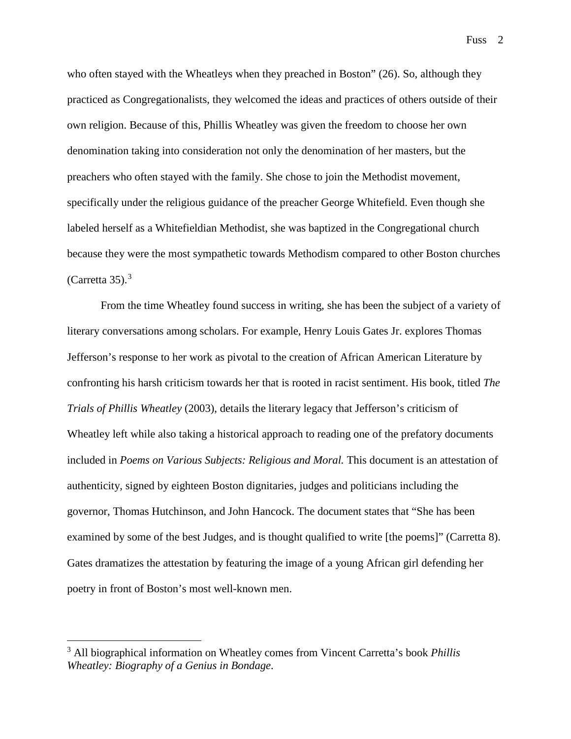who often stayed with the Wheatleys when they preached in Boston" (26). So, although they practiced as Congregationalists, they welcomed the ideas and practices of others outside of their own religion. Because of this, Phillis Wheatley was given the freedom to choose her own denomination taking into consideration not only the denomination of her masters, but the preachers who often stayed with the family. She chose to join the Methodist movement, specifically under the religious guidance of the preacher George Whitefield. Even though she labeled herself as a Whitefieldian Methodist, she was baptized in the Congregational church because they were the most sympathetic towards Methodism compared to other Boston churches (Carretta 35).[3]

From the time Wheatley found success in writing, she has been the subject of a variety of literary conversations among scholars. For example, Henry Louis Gates Jr. explores Thomas Jefferson's response to her work as pivotal to the creation of African American Literature by confronting his harsh criticism towards her that is rooted in racist sentiment. His book, titled *The Trials of Phillis Wheatley* (2003), details the literary legacy that Jefferson's criticism of Wheatley left while also taking a historical approach to reading one of the prefatory documents included in *Poems on Various Subjects: Religious and Moral.* This document is an attestation of authenticity, signed by eighteen Boston dignitaries, judges and politicians including the governor, Thomas Hutchinson, and John Hancock. The document states that "She has been examined by some of the best Judges, and is thought qualified to write [the poems]" (Carretta 8). Gates dramatizes the attestation by featuring the image of a young African girl defending her poetry in front of Boston's most well-known men.

---

[3] All biographical information on Wheatley comes from Vincent Carretta's book *Phillis Wheatley: Biography of a Genius in Bondage*.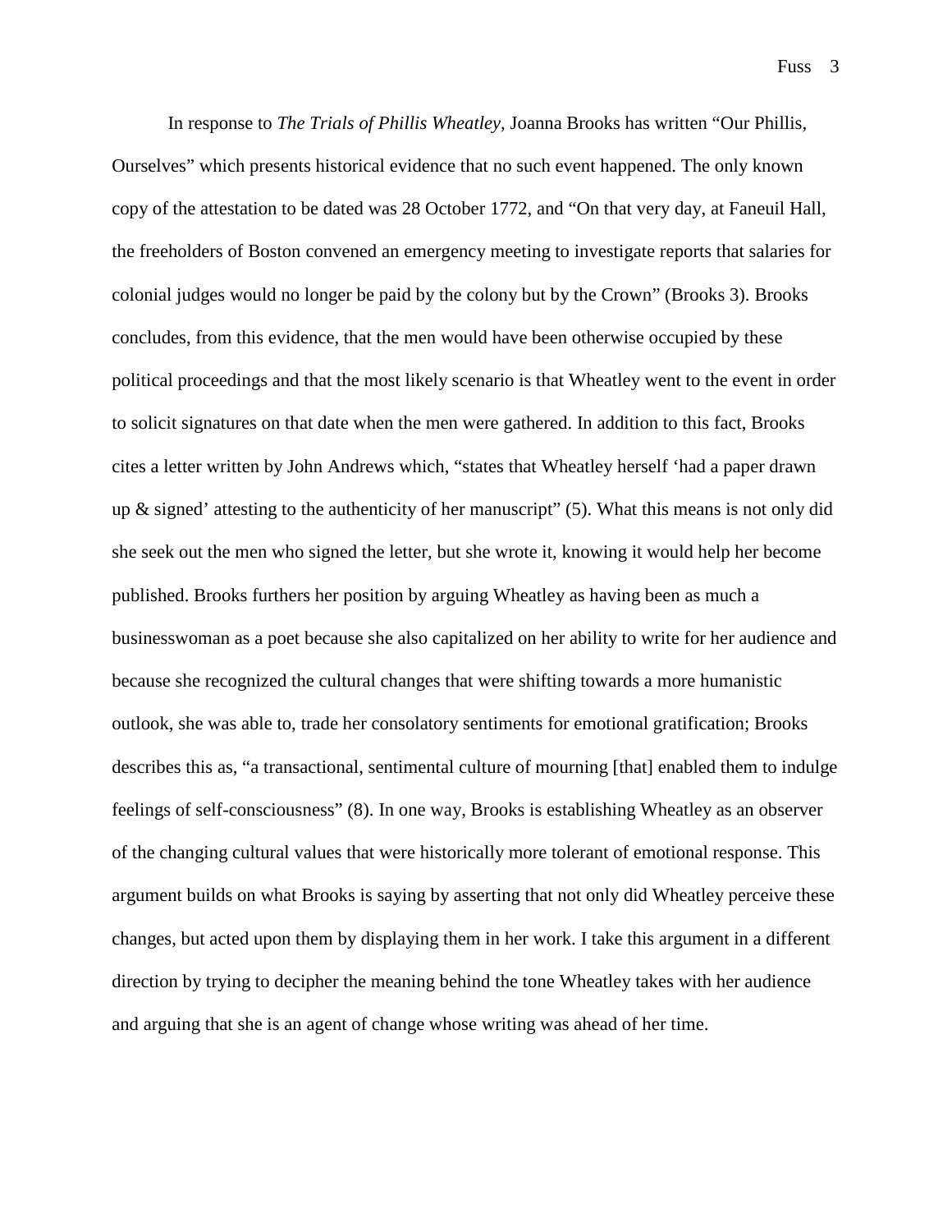In response to *The Trials of Phillis Wheatley*, Joanna Brooks has written "Our Phillis, Ourselves" which presents historical evidence that no such event happened. The only known copy of the attestation to be dated was 28 October 1772, and "On that very day, at Faneuil Hall, the freeholders of Boston convened an emergency meeting to investigate reports that salaries for colonial judges would no longer be paid by the colony but by the Crown" (Brooks 3). Brooks concludes, from this evidence, that the men would have been otherwise occupied by these political proceedings and that the most likely scenario is that Wheatley went to the event in order to solicit signatures on that date when the men were gathered. In addition to this fact, Brooks cites a letter written by John Andrews which, "states that Wheatley herself 'had a paper drawn up & signed' attesting to the authenticity of her manuscript" (5). What this means is not only did she seek out the men who signed the letter, but she wrote it, knowing it would help her become published. Brooks furthers her position by arguing Wheatley as having been as much a businesswoman as a poet because she also capitalized on her ability to write for her audience and because she recognized the cultural changes that were shifting towards a more humanistic outlook, she was able to, trade her consolatory sentiments for emotional gratification; Brooks describes this as, "a transactional, sentimental culture of mourning [that] enabled them to indulge feelings of self-consciousness" (8). In one way, Brooks is establishing Wheatley as an observer of the changing cultural values that were historically more tolerant of emotional response. This argument builds on what Brooks is saying by asserting that not only did Wheatley perceive these changes, but acted upon them by displaying them in her work. I take this argument in a different direction by trying to decipher the meaning behind the tone Wheatley takes with her audience and arguing that she is an agent of change whose writing was ahead of her time.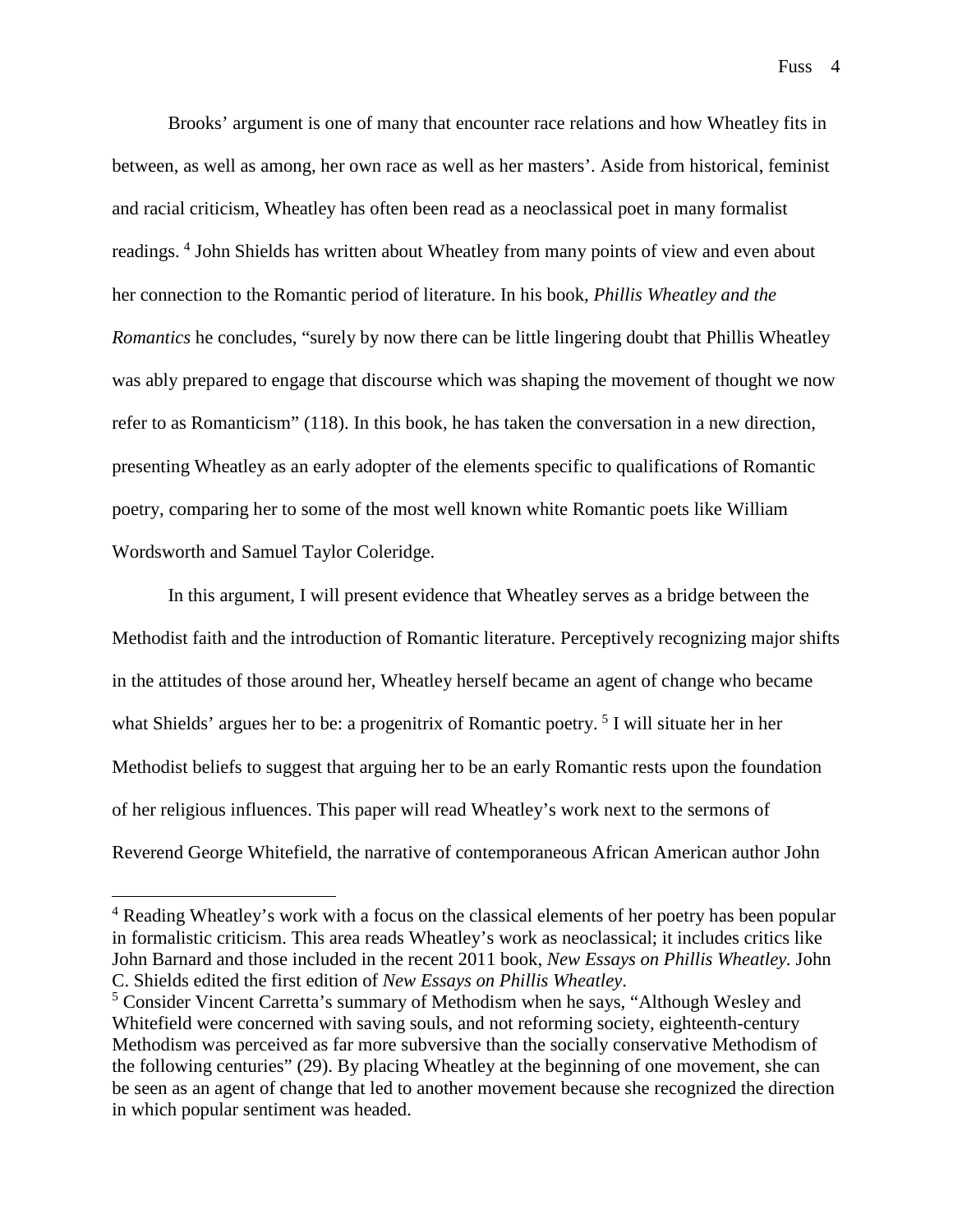Brooks' argument is one of many that encounter race relations and how Wheatley fits in between, as well as among, her own race as well as her masters'. Aside from historical, feminist and racial criticism, Wheatley has often been read as a neoclassical poet in many formalist readings. [4] John Shields has written about Wheatley from many points of view and even about her connection to the Romantic period of literature. In his book, *Phillis Wheatley and the Romantics* he concludes, "surely by now there can be little lingering doubt that Phillis Wheatley was ably prepared to engage that discourse which was shaping the movement of thought we now refer to as Romanticism" (118). In this book, he has taken the conversation in a new direction, presenting Wheatley as an early adopter of the elements specific to qualifications of Romantic poetry, comparing her to some of the most well known white Romantic poets like William Wordsworth and Samuel Taylor Coleridge.

In this argument, I will present evidence that Wheatley serves as a bridge between the Methodist faith and the introduction of Romantic literature. Perceptively recognizing major shifts in the attitudes of those around her, Wheatley herself became an agent of change who became what Shields' argues her to be: a progenitrix of Romantic poetry. [5] I will situate her in her Methodist beliefs to suggest that arguing her to be an early Romantic rests upon the foundation of her religious influences. This paper will read Wheatley's work next to the sermons of Reverend George Whitefield, the narrative of contemporaneous African American author John

---

[4] Reading Wheatley's work with a focus on the classical elements of her poetry has been popular in formalistic criticism. This area reads Wheatley's work as neoclassical; it includes critics like John Barnard and those included in the recent 2011 book, *New Essays on Phillis Wheatley.* John C. Shields edited the first edition of *New Essays on Phillis Wheatley*.

[5] Consider Vincent Carretta's summary of Methodism when he says, "Although Wesley and Whitefield were concerned with saving souls, and not reforming society, eighteenth-century Methodism was perceived as far more subversive than the socially conservative Methodism of the following centuries" (29). By placing Wheatley at the beginning of one movement, she can be seen as an agent of change that led to another movement because she recognized the direction in which popular sentiment was headed.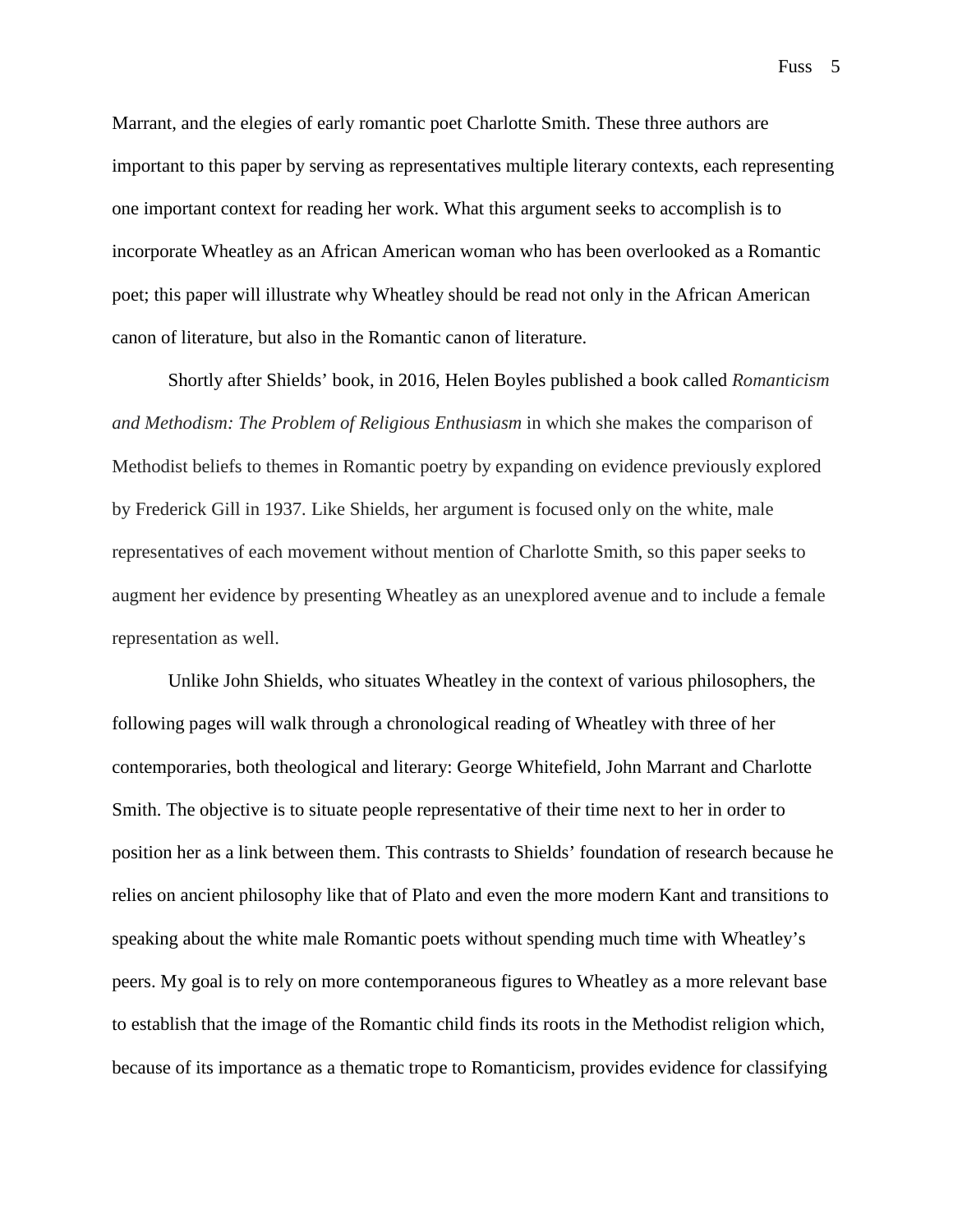Marrant, and the elegies of early romantic poet Charlotte Smith. These three authors are important to this paper by serving as representatives multiple literary contexts, each representing one important context for reading her work. What this argument seeks to accomplish is to incorporate Wheatley as an African American woman who has been overlooked as a Romantic poet; this paper will illustrate why Wheatley should be read not only in the African American canon of literature, but also in the Romantic canon of literature.

Shortly after Shields' book, in 2016, Helen Boyles published a book called *Romanticism and Methodism: The Problem of Religious Enthusiasm* in which she makes the comparison of Methodist beliefs to themes in Romantic poetry by expanding on evidence previously explored by Frederick Gill in 1937. Like Shields, her argument is focused only on the white, male representatives of each movement without mention of Charlotte Smith, so this paper seeks to augment her evidence by presenting Wheatley as an unexplored avenue and to include a female representation as well.

Unlike John Shields, who situates Wheatley in the context of various philosophers, the following pages will walk through a chronological reading of Wheatley with three of her contemporaries, both theological and literary: George Whitefield, John Marrant and Charlotte Smith. The objective is to situate people representative of their time next to her in order to position her as a link between them. This contrasts to Shields' foundation of research because he relies on ancient philosophy like that of Plato and even the more modern Kant and transitions to speaking about the white male Romantic poets without spending much time with Wheatley's peers. My goal is to rely on more contemporaneous figures to Wheatley as a more relevant base to establish that the image of the Romantic child finds its roots in the Methodist religion which, because of its importance as a thematic trope to Romanticism, provides evidence for classifying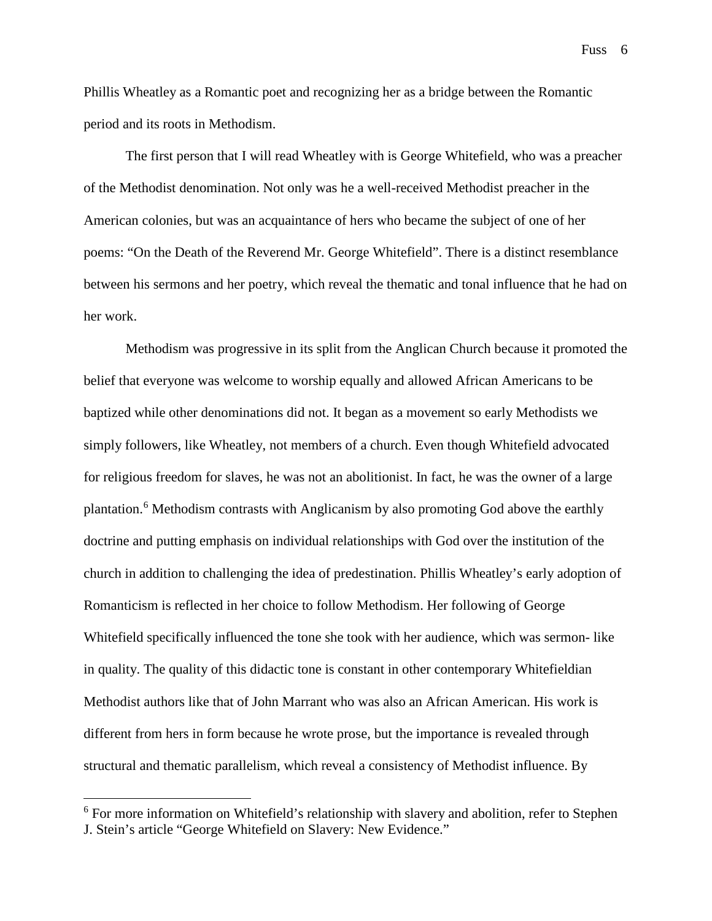Phillis Wheatley as a Romantic poet and recognizing her as a bridge between the Romantic period and its roots in Methodism.

The first person that I will read Wheatley with is George Whitefield, who was a preacher of the Methodist denomination. Not only was he a well-received Methodist preacher in the American colonies, but was an acquaintance of hers who became the subject of one of her poems: "On the Death of the Reverend Mr. George Whitefield". There is a distinct resemblance between his sermons and her poetry, which reveal the thematic and tonal influence that he had on her work.

Methodism was progressive in its split from the Anglican Church because it promoted the belief that everyone was welcome to worship equally and allowed African Americans to be baptized while other denominations did not. It began as a movement so early Methodists we simply followers, like Wheatley, not members of a church. Even though Whitefield advocated for religious freedom for slaves, he was not an abolitionist. In fact, he was the owner of a large plantation.[6] Methodism contrasts with Anglicanism by also promoting God above the earthly doctrine and putting emphasis on individual relationships with God over the institution of the church in addition to challenging the idea of predestination. Phillis Wheatley's early adoption of Romanticism is reflected in her choice to follow Methodism. Her following of George Whitefield specifically influenced the tone she took with her audience, which was sermon- like in quality. The quality of this didactic tone is constant in other contemporary Whitefieldian Methodist authors like that of John Marrant who was also an African American. His work is different from hers in form because he wrote prose, but the importance is revealed through structural and thematic parallelism, which reveal a consistency of Methodist influence. By

---

[6] For more information on Whitefield's relationship with slavery and abolition, refer to Stephen J. Stein's article "George Whitefield on Slavery: New Evidence."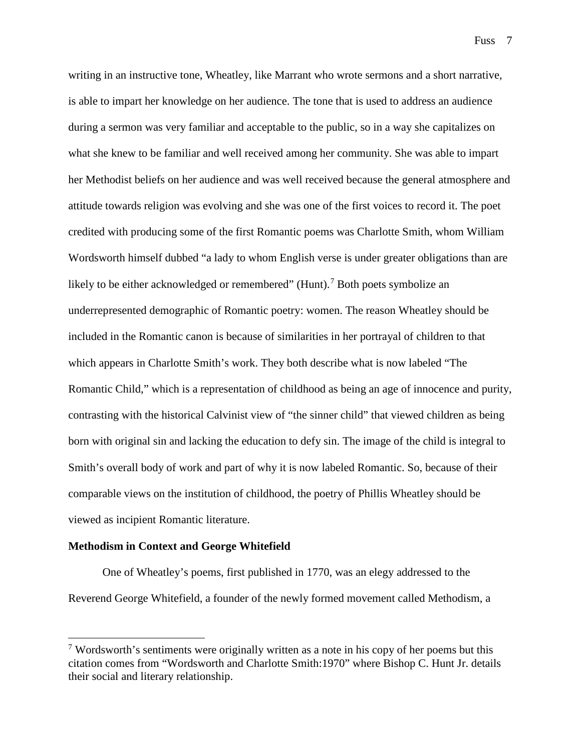writing in an instructive tone, Wheatley, like Marrant who wrote sermons and a short narrative, is able to impart her knowledge on her audience. The tone that is used to address an audience during a sermon was very familiar and acceptable to the public, so in a way she capitalizes on what she knew to be familiar and well received among her community. She was able to impart her Methodist beliefs on her audience and was well received because the general atmosphere and attitude towards religion was evolving and she was one of the first voices to record it. The poet credited with producing some of the first Romantic poems was Charlotte Smith, whom William Wordsworth himself dubbed "a lady to whom English verse is under greater obligations than are likely to be either acknowledged or remembered" (Hunt).[7] Both poets symbolize an underrepresented demographic of Romantic poetry: women. The reason Wheatley should be included in the Romantic canon is because of similarities in her portrayal of children to that which appears in Charlotte Smith's work. They both describe what is now labeled "The Romantic Child," which is a representation of childhood as being an age of innocence and purity, contrasting with the historical Calvinist view of "the sinner child" that viewed children as being born with original sin and lacking the education to defy sin. The image of the child is integral to Smith's overall body of work and part of why it is now labeled Romantic. So, because of their comparable views on the institution of childhood, the poetry of Phillis Wheatley should be viewed as incipient Romantic literature.

**Methodism in Context and George Whitefield**

One of Wheatley's poems, first published in 1770, was an elegy addressed to the Reverend George Whitefield, a founder of the newly formed movement called Methodism, a

---

[7] Wordsworth's sentiments were originally written as a note in his copy of her poems but this citation comes from "Wordsworth and Charlotte Smith:1970" where Bishop C. Hunt Jr. details their social and literary relationship.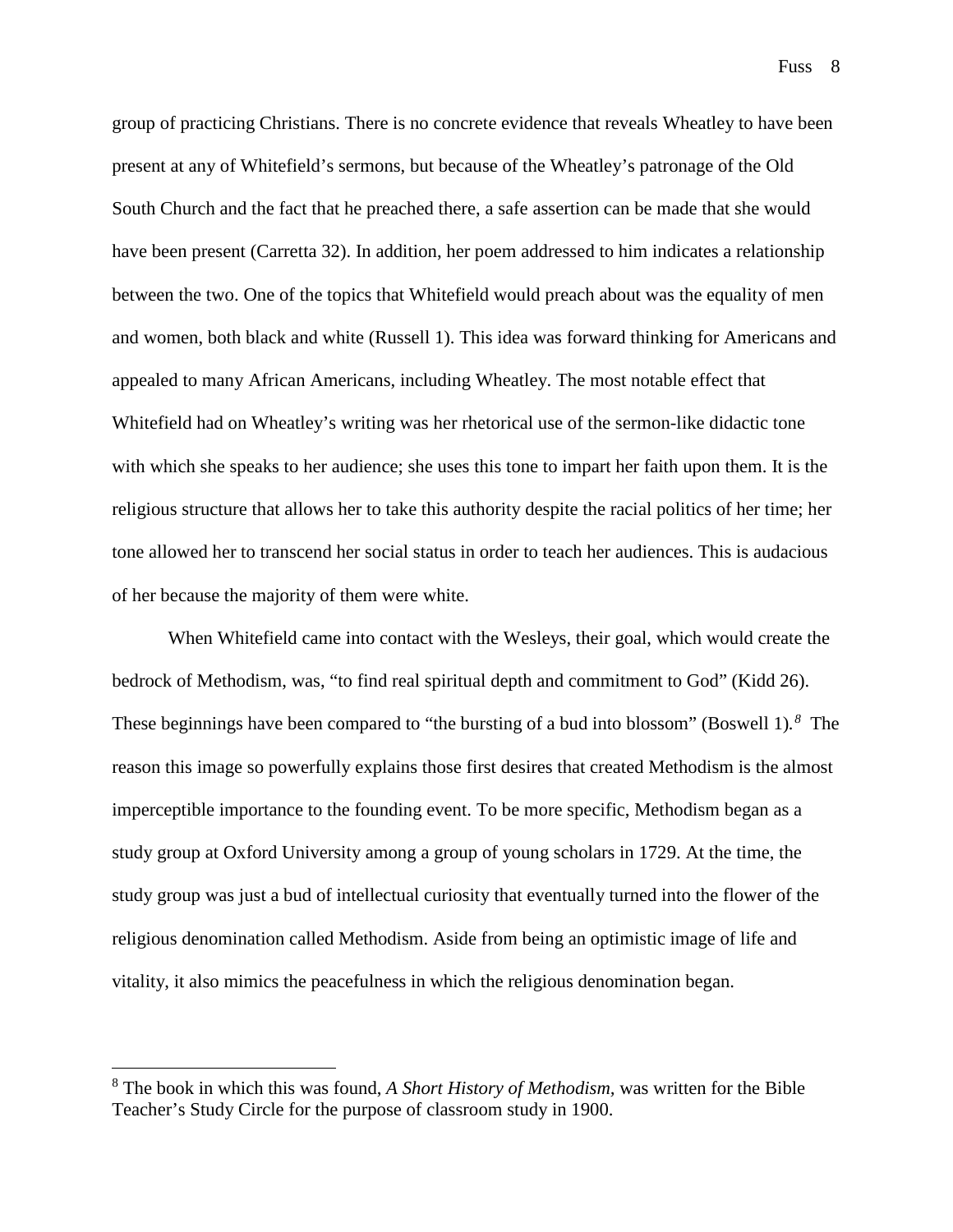group of practicing Christians. There is no concrete evidence that reveals Wheatley to have been present at any of Whitefield's sermons, but because of the Wheatley's patronage of the Old South Church and the fact that he preached there, a safe assertion can be made that she would have been present (Carretta 32). In addition, her poem addressed to him indicates a relationship between the two. One of the topics that Whitefield would preach about was the equality of men and women, both black and white (Russell 1). This idea was forward thinking for Americans and appealed to many African Americans, including Wheatley. The most notable effect that Whitefield had on Wheatley's writing was her rhetorical use of the sermon-like didactic tone with which she speaks to her audience; she uses this tone to impart her faith upon them. It is the religious structure that allows her to take this authority despite the racial politics of her time; her tone allowed her to transcend her social status in order to teach her audiences. This is audacious of her because the majority of them were white.

When Whitefield came into contact with the Wesleys, their goal, which would create the bedrock of Methodism, was, "to find real spiritual depth and commitment to God" (Kidd 26). These beginnings have been compared to "the bursting of a bud into blossom" (Boswell 1).[8] The reason this image so powerfully explains those first desires that created Methodism is the almost imperceptible importance to the founding event. To be more specific, Methodism began as a study group at Oxford University among a group of young scholars in 1729. At the time, the study group was just a bud of intellectual curiosity that eventually turned into the flower of the religious denomination called Methodism. Aside from being an optimistic image of life and vitality, it also mimics the peacefulness in which the religious denomination began.

---

[8] The book in which this was found, *A Short History of Methodism,* was written for the Bible Teacher's Study Circle for the purpose of classroom study in 1900.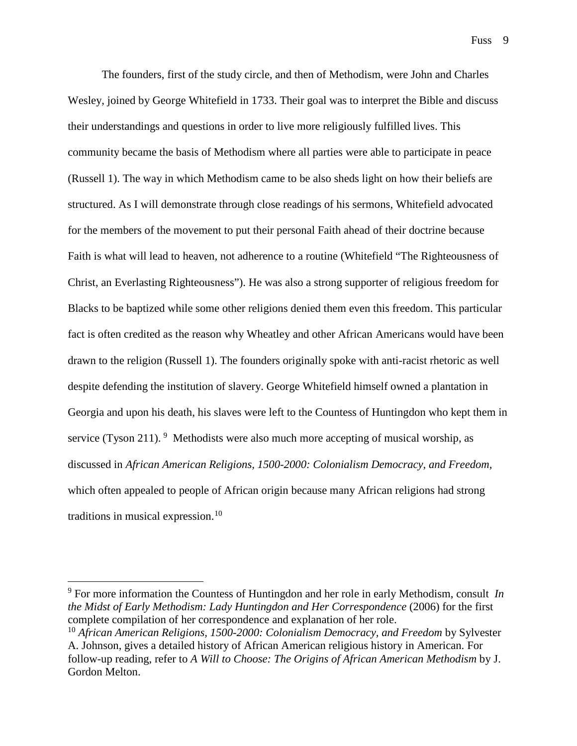The founders, first of the study circle, and then of Methodism, were John and Charles Wesley, joined by George Whitefield in 1733. Their goal was to interpret the Bible and discuss their understandings and questions in order to live more religiously fulfilled lives. This community became the basis of Methodism where all parties were able to participate in peace (Russell 1). The way in which Methodism came to be also sheds light on how their beliefs are structured. As I will demonstrate through close readings of his sermons, Whitefield advocated for the members of the movement to put their personal Faith ahead of their doctrine because Faith is what will lead to heaven, not adherence to a routine (Whitefield "The Righteousness of Christ, an Everlasting Righteousness"). He was also a strong supporter of religious freedom for Blacks to be baptized while some other religions denied them even this freedom. This particular fact is often credited as the reason why Wheatley and other African Americans would have been drawn to the religion (Russell 1). The founders originally spoke with anti-racist rhetoric as well despite defending the institution of slavery. George Whitefield himself owned a plantation in Georgia and upon his death, his slaves were left to the Countess of Huntingdon who kept them in service (Tyson 211). [9] Methodists were also much more accepting of musical worship, as discussed in *African American Religions, 1500-2000: Colonialism Democracy, and Freedom,* which often appealed to people of African origin because many African religions had strong traditions in musical expression.[10]

---

[9] For more information the Countess of Huntingdon and her role in early Methodism, consult *In the Midst of Early Methodism: Lady Huntingdon and Her Correspondence* (2006) for the first complete compilation of her correspondence and explanation of her role.

[10] *African American Religions, 1500-2000: Colonialism Democracy, and Freedom* by Sylvester A. Johnson, gives a detailed history of African American religious history in American. For follow-up reading, refer to *A Will to Choose: The Origins of African American Methodism* by J. Gordon Melton.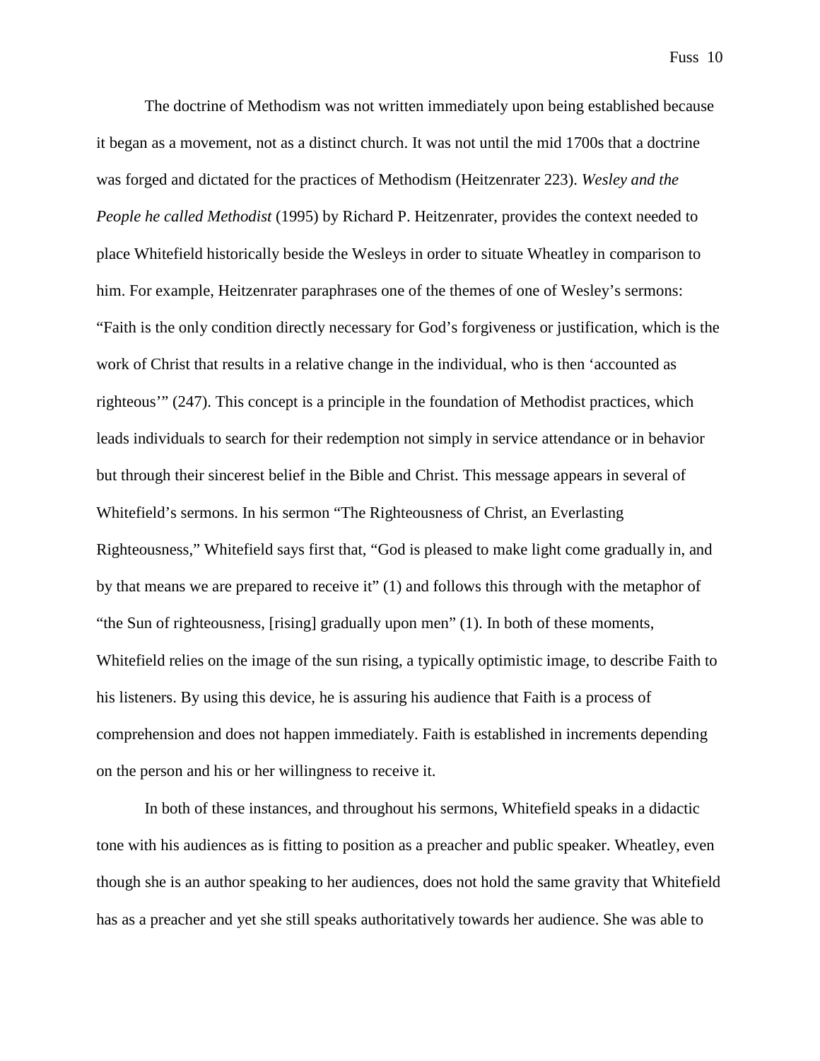The doctrine of Methodism was not written immediately upon being established because it began as a movement, not as a distinct church. It was not until the mid 1700s that a doctrine was forged and dictated for the practices of Methodism (Heitzenrater 223). *Wesley and the People he called Methodist* (1995) by Richard P. Heitzenrater, provides the context needed to place Whitefield historically beside the Wesleys in order to situate Wheatley in comparison to him. For example, Heitzenrater paraphrases one of the themes of one of Wesley's sermons: "Faith is the only condition directly necessary for God's forgiveness or justification, which is the work of Christ that results in a relative change in the individual, who is then 'accounted as righteous'" (247). This concept is a principle in the foundation of Methodist practices, which leads individuals to search for their redemption not simply in service attendance or in behavior but through their sincerest belief in the Bible and Christ. This message appears in several of Whitefield's sermons. In his sermon "The Righteousness of Christ, an Everlasting Righteousness," Whitefield says first that, "God is pleased to make light come gradually in, and by that means we are prepared to receive it" (1) and follows this through with the metaphor of "the Sun of righteousness, [rising] gradually upon men" (1). In both of these moments, Whitefield relies on the image of the sun rising, a typically optimistic image, to describe Faith to his listeners. By using this device, he is assuring his audience that Faith is a process of comprehension and does not happen immediately. Faith is established in increments depending on the person and his or her willingness to receive it.

In both of these instances, and throughout his sermons, Whitefield speaks in a didactic tone with his audiences as is fitting to position as a preacher and public speaker. Wheatley, even though she is an author speaking to her audiences, does not hold the same gravity that Whitefield has as a preacher and yet she still speaks authoritatively towards her audience. She was able to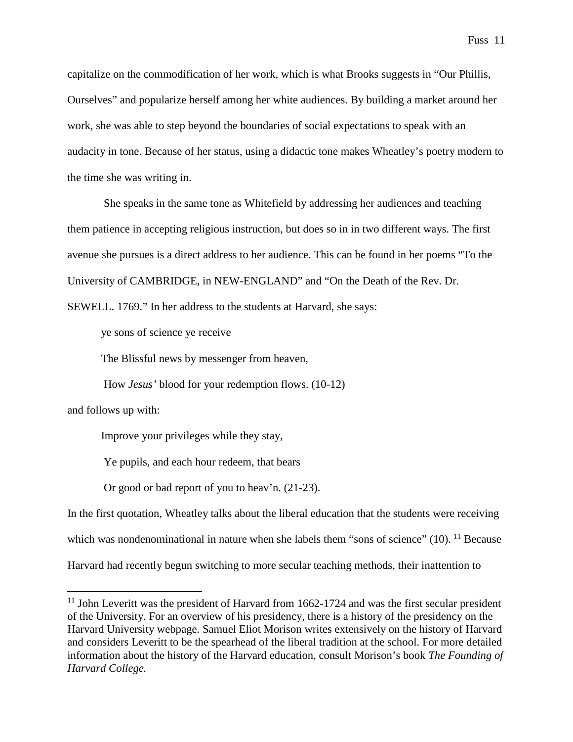capitalize on the commodification of her work, which is what Brooks suggests in "Our Phillis, Ourselves" and popularize herself among her white audiences. By building a market around her work, she was able to step beyond the boundaries of social expectations to speak with an audacity in tone. Because of her status, using a didactic tone makes Wheatley's poetry modern to the time she was writing in.

She speaks in the same tone as Whitefield by addressing her audiences and teaching them patience in accepting religious instruction, but does so in in two different ways. The first avenue she pursues is a direct address to her audience. This can be found in her poems "To the University of CAMBRIDGE, in NEW-ENGLAND" and "On the Death of the Rev. Dr. SEWELL. 1769." In her address to the students at Harvard, she says:

> ye sons of science ye receive
>
> The Blissful news by messenger from heaven,
>
> How *Jesus'* blood for your redemption flows. (10-12)

and follows up with:

> Improve your privileges while they stay,
>
> Ye pupils, and each hour redeem, that bears
>
> Or good or bad report of you to heav'n. (21-23).

In the first quotation, Wheatley talks about the liberal education that the students were receiving which was nondenominational in nature when she labels them "sons of science" (10). [11] Because Harvard had recently begun switching to more secular teaching methods, their inattention to

[11] John Leveritt was the president of Harvard from 1662-1724 and was the first secular president of the University. For an overview of his presidency, there is a history of the presidency on the Harvard University webpage. Samuel Eliot Morison writes extensively on the history of Harvard and considers Leveritt to be the spearhead of the liberal tradition at the school. For more detailed information about the history of the Harvard education, consult Morison's book *The Founding of Harvard College.*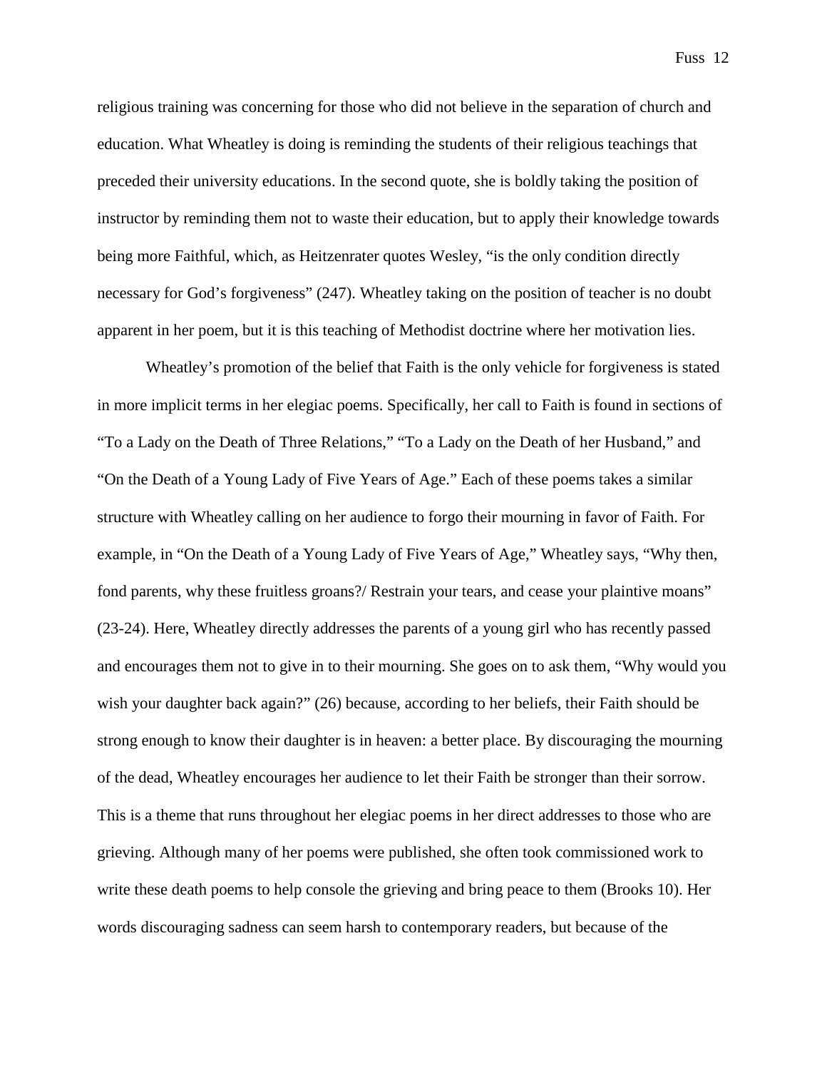religious training was concerning for those who did not believe in the separation of church and education. What Wheatley is doing is reminding the students of their religious teachings that preceded their university educations. In the second quote, she is boldly taking the position of instructor by reminding them not to waste their education, but to apply their knowledge towards being more Faithful, which, as Heitzenrater quotes Wesley, "is the only condition directly necessary for God's forgiveness" (247). Wheatley taking on the position of teacher is no doubt apparent in her poem, but it is this teaching of Methodist doctrine where her motivation lies.

Wheatley's promotion of the belief that Faith is the only vehicle for forgiveness is stated in more implicit terms in her elegiac poems. Specifically, her call to Faith is found in sections of "To a Lady on the Death of Three Relations," "To a Lady on the Death of her Husband," and "On the Death of a Young Lady of Five Years of Age." Each of these poems takes a similar structure with Wheatley calling on her audience to forgo their mourning in favor of Faith. For example, in "On the Death of a Young Lady of Five Years of Age," Wheatley says, "Why then, fond parents, why these fruitless groans?/ Restrain your tears, and cease your plaintive moans" (23-24). Here, Wheatley directly addresses the parents of a young girl who has recently passed and encourages them not to give in to their mourning. She goes on to ask them, "Why would you wish your daughter back again?" (26) because, according to her beliefs, their Faith should be strong enough to know their daughter is in heaven: a better place. By discouraging the mourning of the dead, Wheatley encourages her audience to let their Faith be stronger than their sorrow. This is a theme that runs throughout her elegiac poems in her direct addresses to those who are grieving. Although many of her poems were published, she often took commissioned work to write these death poems to help console the grieving and bring peace to them (Brooks 10). Her words discouraging sadness can seem harsh to contemporary readers, but because of the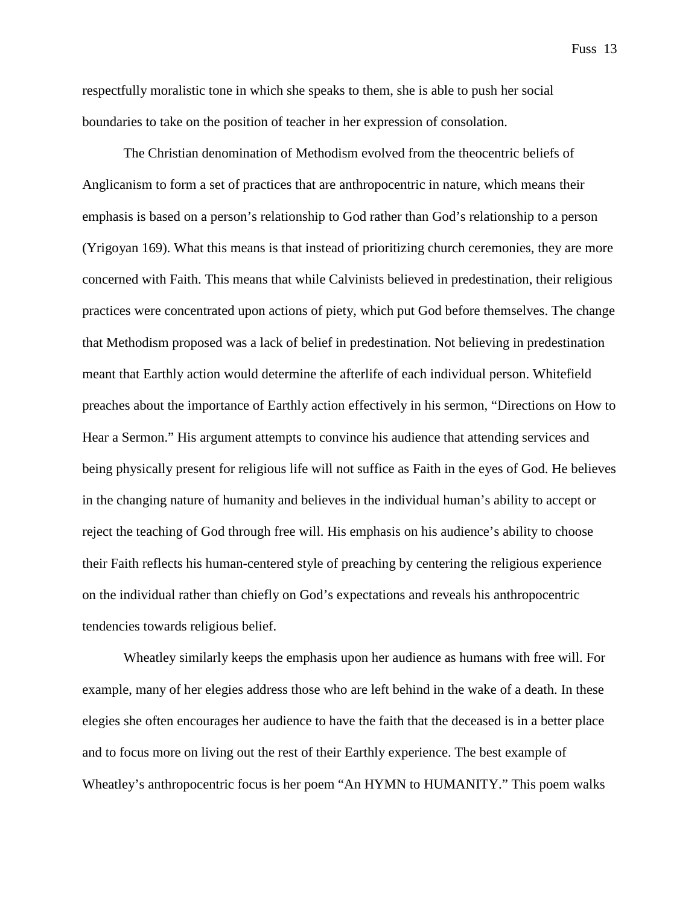respectfully moralistic tone in which she speaks to them, she is able to push her social boundaries to take on the position of teacher in her expression of consolation.

The Christian denomination of Methodism evolved from the theocentric beliefs of Anglicanism to form a set of practices that are anthropocentric in nature, which means their emphasis is based on a person's relationship to God rather than God's relationship to a person (Yrigoyan 169). What this means is that instead of prioritizing church ceremonies, they are more concerned with Faith. This means that while Calvinists believed in predestination, their religious practices were concentrated upon actions of piety, which put God before themselves. The change that Methodism proposed was a lack of belief in predestination. Not believing in predestination meant that Earthly action would determine the afterlife of each individual person. Whitefield preaches about the importance of Earthly action effectively in his sermon, "Directions on How to Hear a Sermon." His argument attempts to convince his audience that attending services and being physically present for religious life will not suffice as Faith in the eyes of God. He believes in the changing nature of humanity and believes in the individual human's ability to accept or reject the teaching of God through free will. His emphasis on his audience's ability to choose their Faith reflects his human-centered style of preaching by centering the religious experience on the individual rather than chiefly on God's expectations and reveals his anthropocentric tendencies towards religious belief.

Wheatley similarly keeps the emphasis upon her audience as humans with free will. For example, many of her elegies address those who are left behind in the wake of a death. In these elegies she often encourages her audience to have the faith that the deceased is in a better place and to focus more on living out the rest of their Earthly experience. The best example of Wheatley's anthropocentric focus is her poem "An HYMN to HUMANITY." This poem walks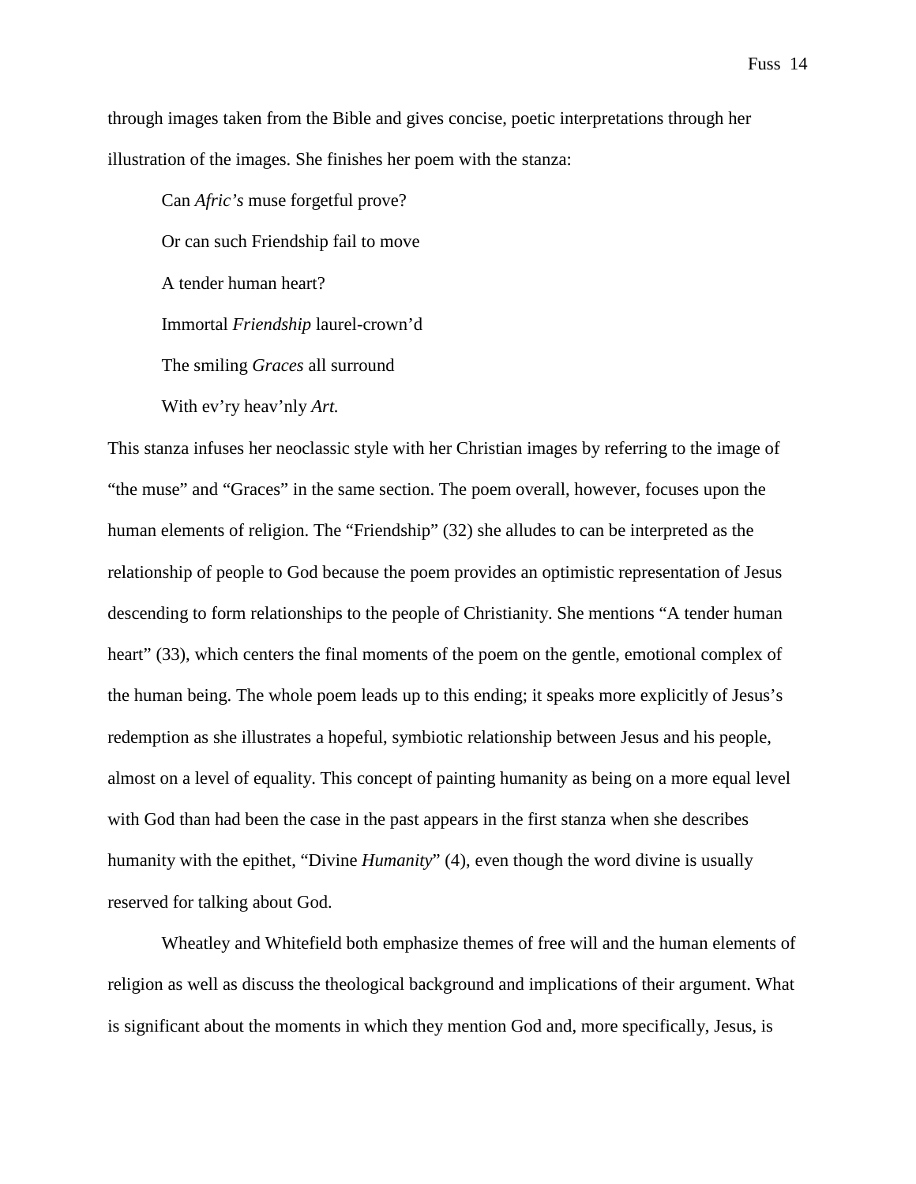through images taken from the Bible and gives concise, poetic interpretations through her illustration of the images. She finishes her poem with the stanza:

> Can *Afric's* muse forgetful prove?
>
> Or can such Friendship fail to move
>
> A tender human heart?
>
> Immortal *Friendship* laurel-crown'd
>
> The smiling *Graces* all surround
>
> With ev'ry heav'nly *Art.*

This stanza infuses her neoclassic style with her Christian images by referring to the image of "the muse" and "Graces" in the same section. The poem overall, however, focuses upon the human elements of religion. The "Friendship" (32) she alludes to can be interpreted as the relationship of people to God because the poem provides an optimistic representation of Jesus descending to form relationships to the people of Christianity. She mentions "A tender human heart" (33), which centers the final moments of the poem on the gentle, emotional complex of the human being. The whole poem leads up to this ending; it speaks more explicitly of Jesus's redemption as she illustrates a hopeful, symbiotic relationship between Jesus and his people, almost on a level of equality. This concept of painting humanity as being on a more equal level with God than had been the case in the past appears in the first stanza when she describes humanity with the epithet, "Divine *Humanity*" (4), even though the word divine is usually reserved for talking about God.

Wheatley and Whitefield both emphasize themes of free will and the human elements of religion as well as discuss the theological background and implications of their argument. What is significant about the moments in which they mention God and, more specifically, Jesus, is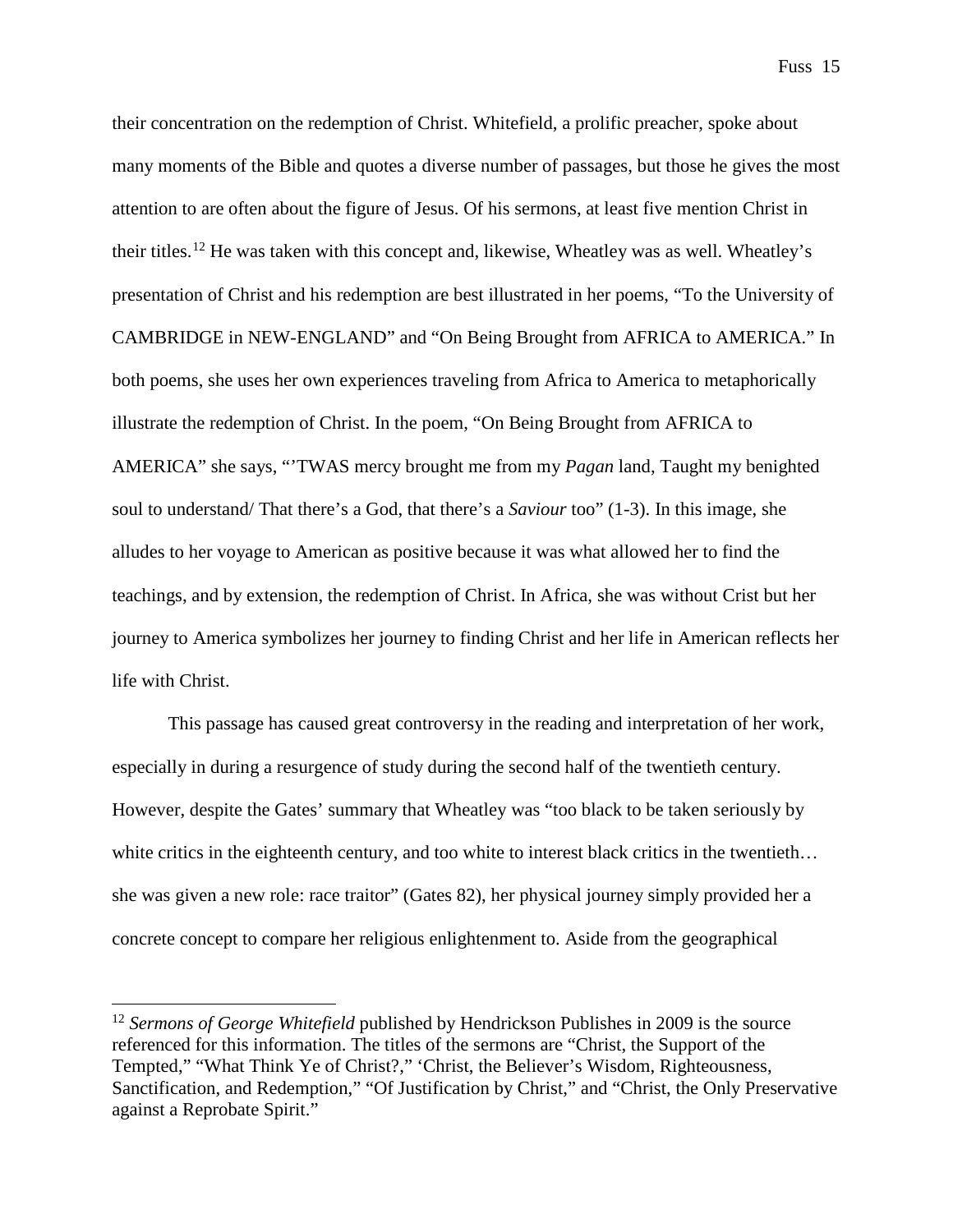their concentration on the redemption of Christ. Whitefield, a prolific preacher, spoke about many moments of the Bible and quotes a diverse number of passages, but those he gives the most attention to are often about the figure of Jesus. Of his sermons, at least five mention Christ in their titles.[12] He was taken with this concept and, likewise, Wheatley was as well. Wheatley's presentation of Christ and his redemption are best illustrated in her poems, "To the University of CAMBRIDGE in NEW-ENGLAND" and "On Being Brought from AFRICA to AMERICA." In both poems, she uses her own experiences traveling from Africa to America to metaphorically illustrate the redemption of Christ. In the poem, "On Being Brought from AFRICA to AMERICA" she says, "'TWAS mercy brought me from my *Pagan* land, Taught my benighted soul to understand/ That there's a God, that there's a *Saviour* too" (1-3). In this image, she alludes to her voyage to American as positive because it was what allowed her to find the teachings, and by extension, the redemption of Christ. In Africa, she was without Crist but her journey to America symbolizes her journey to finding Christ and her life in American reflects her life with Christ.

This passage has caused great controversy in the reading and interpretation of her work, especially in during a resurgence of study during the second half of the twentieth century. However, despite the Gates' summary that Wheatley was "too black to be taken seriously by white critics in the eighteenth century, and too white to interest black critics in the twentieth… she was given a new role: race traitor" (Gates 82), her physical journey simply provided her a concrete concept to compare her religious enlightenment to. Aside from the geographical

---

[12] *Sermons of George Whitefield* published by Hendrickson Publishes in 2009 is the source referenced for this information. The titles of the sermons are "Christ, the Support of the Tempted," "What Think Ye of Christ?," 'Christ, the Believer's Wisdom, Righteousness, Sanctification, and Redemption," "Of Justification by Christ," and "Christ, the Only Preservative against a Reprobate Spirit."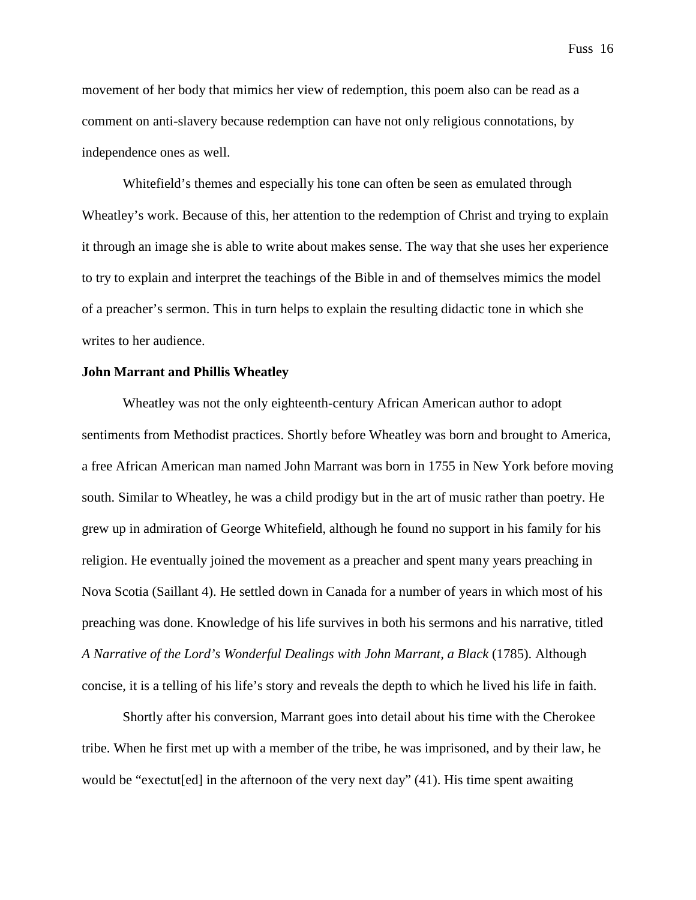movement of her body that mimics her view of redemption, this poem also can be read as a comment on anti-slavery because redemption can have not only religious connotations, by independence ones as well.

Whitefield's themes and especially his tone can often be seen as emulated through Wheatley's work. Because of this, her attention to the redemption of Christ and trying to explain it through an image she is able to write about makes sense. The way that she uses her experience to try to explain and interpret the teachings of the Bible in and of themselves mimics the model of a preacher's sermon. This in turn helps to explain the resulting didactic tone in which she writes to her audience.

**John Marrant and Phillis Wheatley**

Wheatley was not the only eighteenth-century African American author to adopt sentiments from Methodist practices. Shortly before Wheatley was born and brought to America, a free African American man named John Marrant was born in 1755 in New York before moving south. Similar to Wheatley, he was a child prodigy but in the art of music rather than poetry. He grew up in admiration of George Whitefield, although he found no support in his family for his religion. He eventually joined the movement as a preacher and spent many years preaching in Nova Scotia (Saillant 4). He settled down in Canada for a number of years in which most of his preaching was done. Knowledge of his life survives in both his sermons and his narrative, titled *A Narrative of the Lord's Wonderful Dealings with John Marrant, a Black* (1785). Although concise, it is a telling of his life's story and reveals the depth to which he lived his life in faith.

Shortly after his conversion, Marrant goes into detail about his time with the Cherokee tribe. When he first met up with a member of the tribe, he was imprisoned, and by their law, he would be "exectut[ed] in the afternoon of the very next day" (41). His time spent awaiting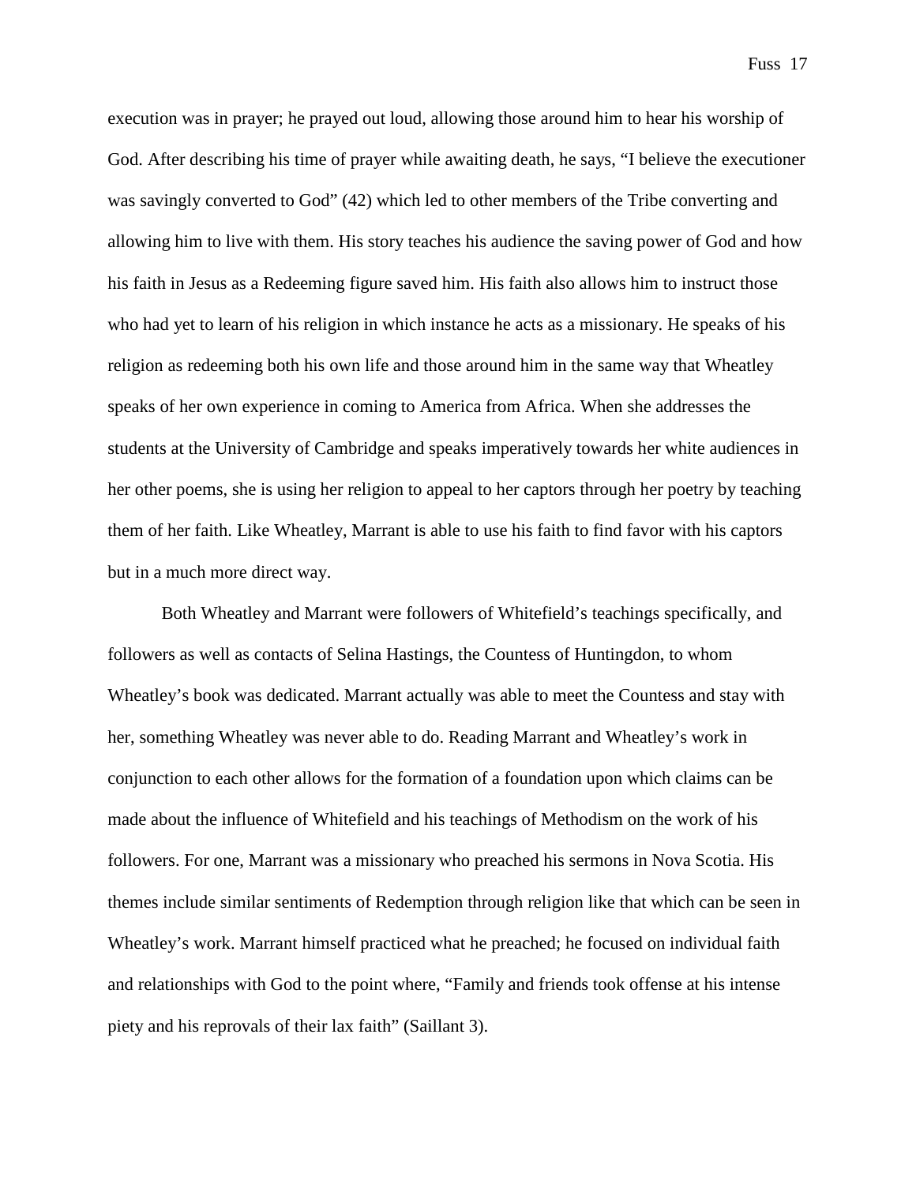execution was in prayer; he prayed out loud, allowing those around him to hear his worship of God. After describing his time of prayer while awaiting death, he says, "I believe the executioner was savingly converted to God" (42) which led to other members of the Tribe converting and allowing him to live with them. His story teaches his audience the saving power of God and how his faith in Jesus as a Redeeming figure saved him. His faith also allows him to instruct those who had yet to learn of his religion in which instance he acts as a missionary. He speaks of his religion as redeeming both his own life and those around him in the same way that Wheatley speaks of her own experience in coming to America from Africa. When she addresses the students at the University of Cambridge and speaks imperatively towards her white audiences in her other poems, she is using her religion to appeal to her captors through her poetry by teaching them of her faith. Like Wheatley, Marrant is able to use his faith to find favor with his captors but in a much more direct way.

Both Wheatley and Marrant were followers of Whitefield's teachings specifically, and followers as well as contacts of Selina Hastings, the Countess of Huntingdon, to whom Wheatley's book was dedicated. Marrant actually was able to meet the Countess and stay with her, something Wheatley was never able to do. Reading Marrant and Wheatley's work in conjunction to each other allows for the formation of a foundation upon which claims can be made about the influence of Whitefield and his teachings of Methodism on the work of his followers. For one, Marrant was a missionary who preached his sermons in Nova Scotia. His themes include similar sentiments of Redemption through religion like that which can be seen in Wheatley's work. Marrant himself practiced what he preached; he focused on individual faith and relationships with God to the point where, "Family and friends took offense at his intense piety and his reprovals of their lax faith" (Saillant 3).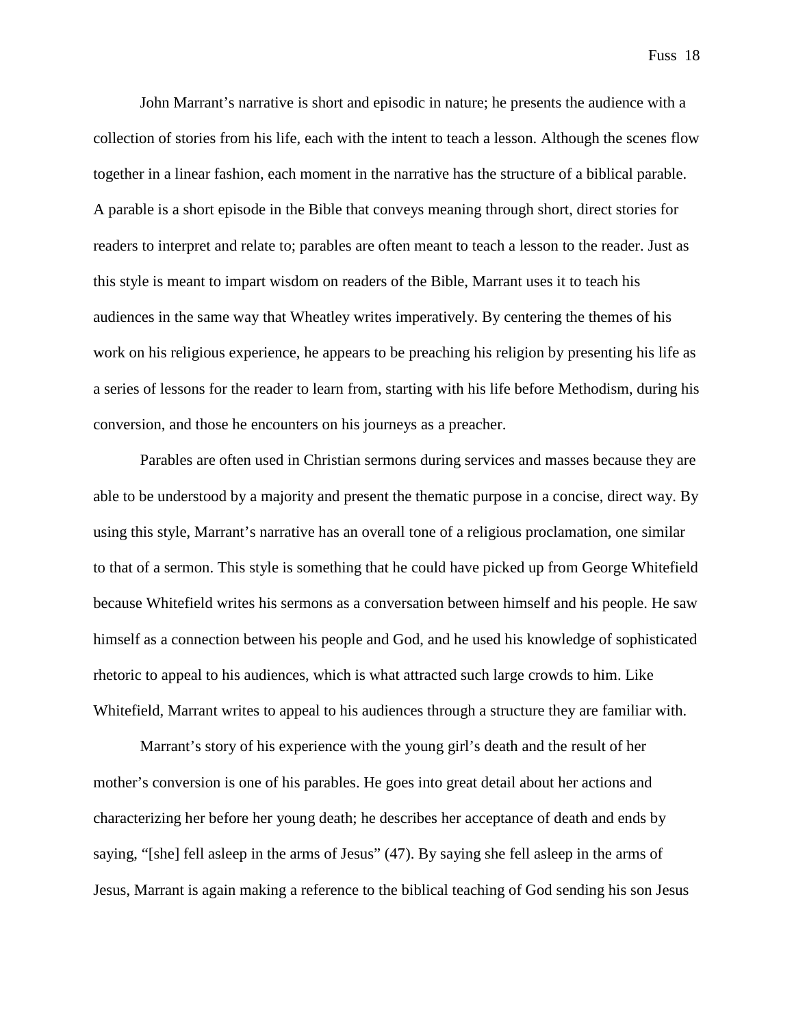John Marrant's narrative is short and episodic in nature; he presents the audience with a collection of stories from his life, each with the intent to teach a lesson. Although the scenes flow together in a linear fashion, each moment in the narrative has the structure of a biblical parable. A parable is a short episode in the Bible that conveys meaning through short, direct stories for readers to interpret and relate to; parables are often meant to teach a lesson to the reader. Just as this style is meant to impart wisdom on readers of the Bible, Marrant uses it to teach his audiences in the same way that Wheatley writes imperatively. By centering the themes of his work on his religious experience, he appears to be preaching his religion by presenting his life as a series of lessons for the reader to learn from, starting with his life before Methodism, during his conversion, and those he encounters on his journeys as a preacher.

Parables are often used in Christian sermons during services and masses because they are able to be understood by a majority and present the thematic purpose in a concise, direct way. By using this style, Marrant's narrative has an overall tone of a religious proclamation, one similar to that of a sermon. This style is something that he could have picked up from George Whitefield because Whitefield writes his sermons as a conversation between himself and his people. He saw himself as a connection between his people and God, and he used his knowledge of sophisticated rhetoric to appeal to his audiences, which is what attracted such large crowds to him. Like Whitefield, Marrant writes to appeal to his audiences through a structure they are familiar with.

Marrant's story of his experience with the young girl's death and the result of her mother's conversion is one of his parables. He goes into great detail about her actions and characterizing her before her young death; he describes her acceptance of death and ends by saying, "[she] fell asleep in the arms of Jesus" (47). By saying she fell asleep in the arms of Jesus, Marrant is again making a reference to the biblical teaching of God sending his son Jesus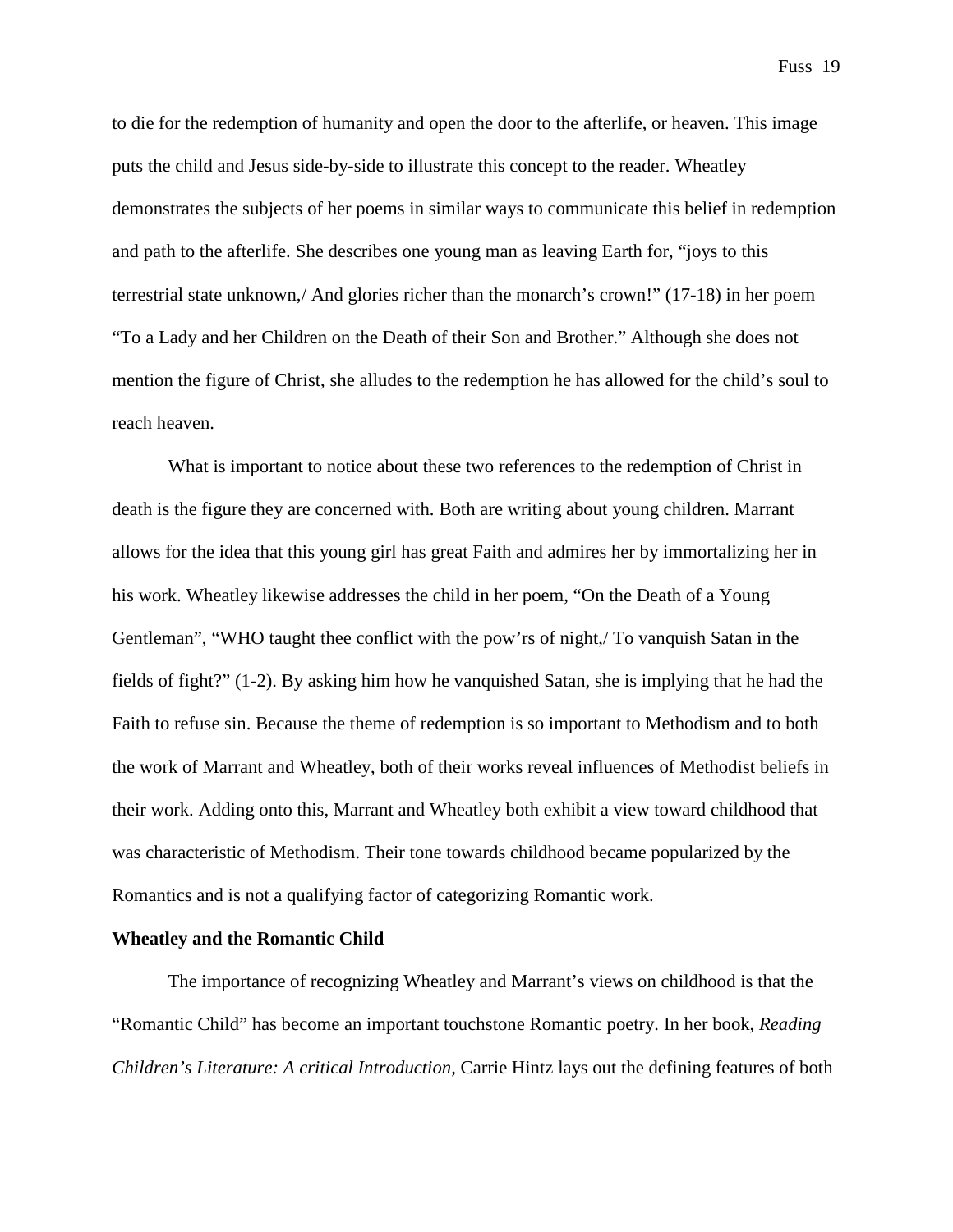to die for the redemption of humanity and open the door to the afterlife, or heaven. This image puts the child and Jesus side-by-side to illustrate this concept to the reader. Wheatley demonstrates the subjects of her poems in similar ways to communicate this belief in redemption and path to the afterlife. She describes one young man as leaving Earth for, "joys to this terrestrial state unknown,/ And glories richer than the monarch's crown!" (17-18) in her poem "To a Lady and her Children on the Death of their Son and Brother." Although she does not mention the figure of Christ, she alludes to the redemption he has allowed for the child's soul to reach heaven.

What is important to notice about these two references to the redemption of Christ in death is the figure they are concerned with. Both are writing about young children. Marrant allows for the idea that this young girl has great Faith and admires her by immortalizing her in his work. Wheatley likewise addresses the child in her poem, "On the Death of a Young Gentleman", "WHO taught thee conflict with the pow'rs of night,/ To vanquish Satan in the fields of fight?" (1-2). By asking him how he vanquished Satan, she is implying that he had the Faith to refuse sin. Because the theme of redemption is so important to Methodism and to both the work of Marrant and Wheatley, both of their works reveal influences of Methodist beliefs in their work. Adding onto this, Marrant and Wheatley both exhibit a view toward childhood that was characteristic of Methodism. Their tone towards childhood became popularized by the Romantics and is not a qualifying factor of categorizing Romantic work.

**Wheatley and the Romantic Child**

The importance of recognizing Wheatley and Marrant's views on childhood is that the "Romantic Child" has become an important touchstone Romantic poetry. In her book, *Reading Children's Literature: A critical Introduction,* Carrie Hintz lays out the defining features of both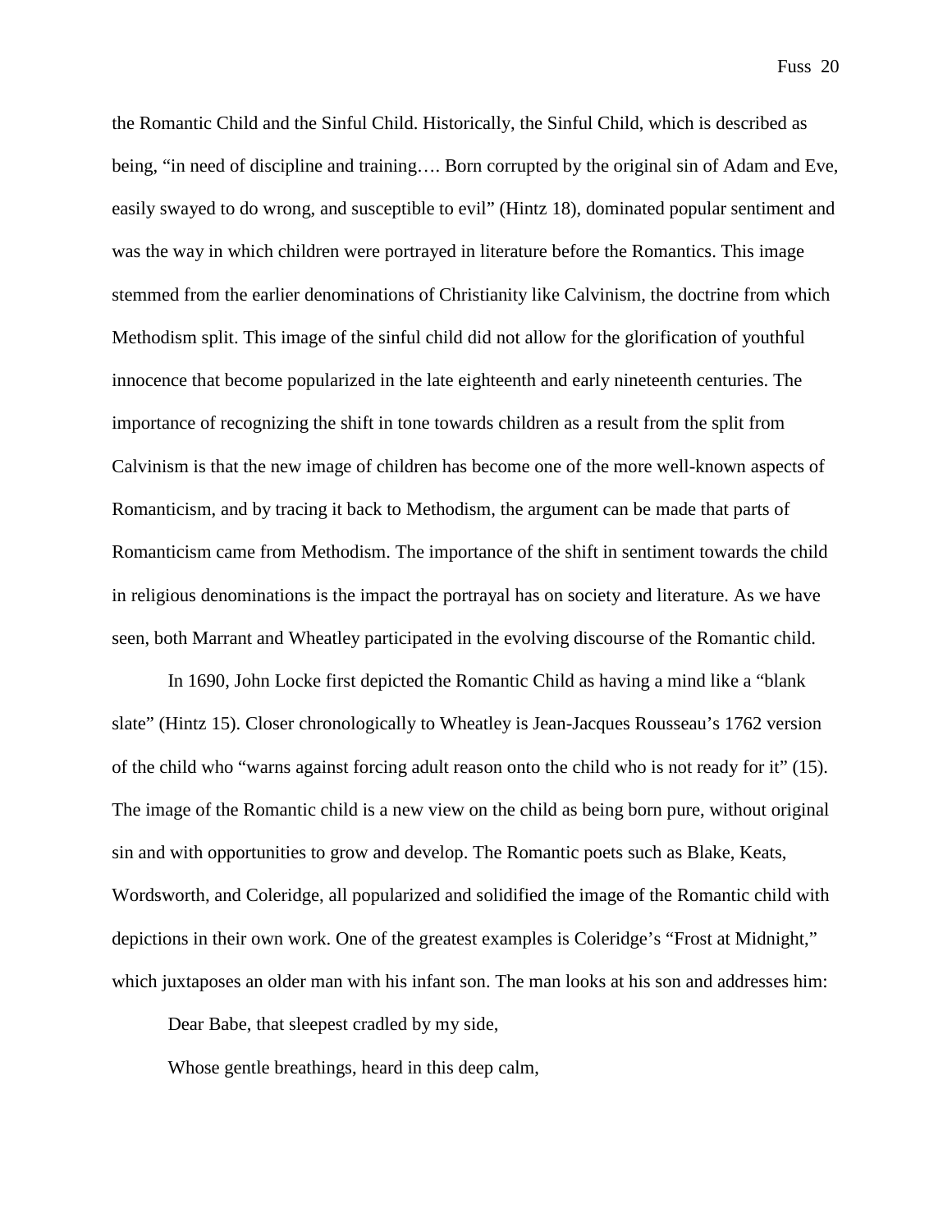the Romantic Child and the Sinful Child. Historically, the Sinful Child, which is described as being, "in need of discipline and training…. Born corrupted by the original sin of Adam and Eve, easily swayed to do wrong, and susceptible to evil" (Hintz 18), dominated popular sentiment and was the way in which children were portrayed in literature before the Romantics. This image stemmed from the earlier denominations of Christianity like Calvinism, the doctrine from which Methodism split. This image of the sinful child did not allow for the glorification of youthful innocence that become popularized in the late eighteenth and early nineteenth centuries. The importance of recognizing the shift in tone towards children as a result from the split from Calvinism is that the new image of children has become one of the more well-known aspects of Romanticism, and by tracing it back to Methodism, the argument can be made that parts of Romanticism came from Methodism. The importance of the shift in sentiment towards the child in religious denominations is the impact the portrayal has on society and literature. As we have seen, both Marrant and Wheatley participated in the evolving discourse of the Romantic child.

In 1690, John Locke first depicted the Romantic Child as having a mind like a "blank slate" (Hintz 15). Closer chronologically to Wheatley is Jean-Jacques Rousseau's 1762 version of the child who "warns against forcing adult reason onto the child who is not ready for it" (15). The image of the Romantic child is a new view on the child as being born pure, without original sin and with opportunities to grow and develop. The Romantic poets such as Blake, Keats, Wordsworth, and Coleridge, all popularized and solidified the image of the Romantic child with depictions in their own work. One of the greatest examples is Coleridge's "Frost at Midnight," which juxtaposes an older man with his infant son. The man looks at his son and addresses him:

> Dear Babe, that sleepest cradled by my side,
>
> Whose gentle breathings, heard in this deep calm,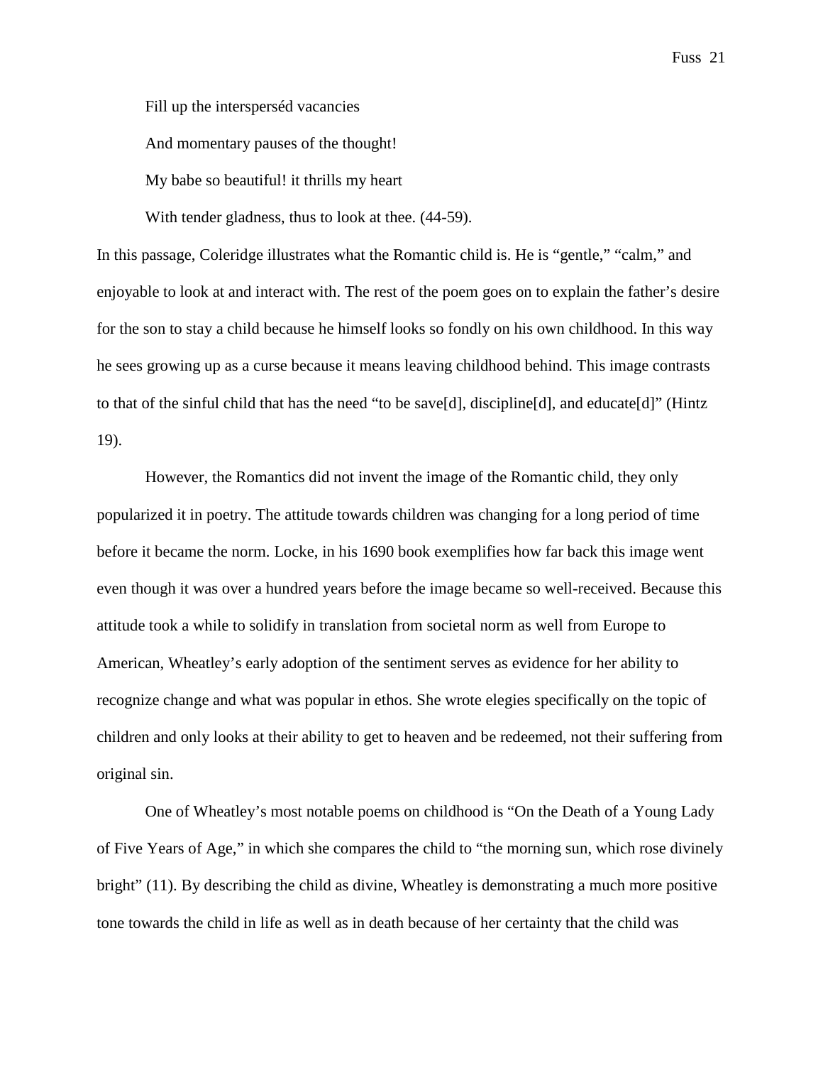Fill up the intersperséd vacancies

And momentary pauses of the thought!

My babe so beautiful! it thrills my heart

With tender gladness, thus to look at thee. (44-59).

In this passage, Coleridge illustrates what the Romantic child is. He is "gentle," "calm," and enjoyable to look at and interact with. The rest of the poem goes on to explain the father's desire for the son to stay a child because he himself looks so fondly on his own childhood. In this way he sees growing up as a curse because it means leaving childhood behind. This image contrasts to that of the sinful child that has the need "to be save[d], discipline[d], and educate[d]" (Hintz 19).

However, the Romantics did not invent the image of the Romantic child, they only popularized it in poetry. The attitude towards children was changing for a long period of time before it became the norm. Locke, in his 1690 book exemplifies how far back this image went even though it was over a hundred years before the image became so well-received. Because this attitude took a while to solidify in translation from societal norm as well from Europe to American, Wheatley's early adoption of the sentiment serves as evidence for her ability to recognize change and what was popular in ethos. She wrote elegies specifically on the topic of children and only looks at their ability to get to heaven and be redeemed, not their suffering from original sin.

One of Wheatley's most notable poems on childhood is "On the Death of a Young Lady of Five Years of Age," in which she compares the child to "the morning sun, which rose divinely bright" (11). By describing the child as divine, Wheatley is demonstrating a much more positive tone towards the child in life as well as in death because of her certainty that the child was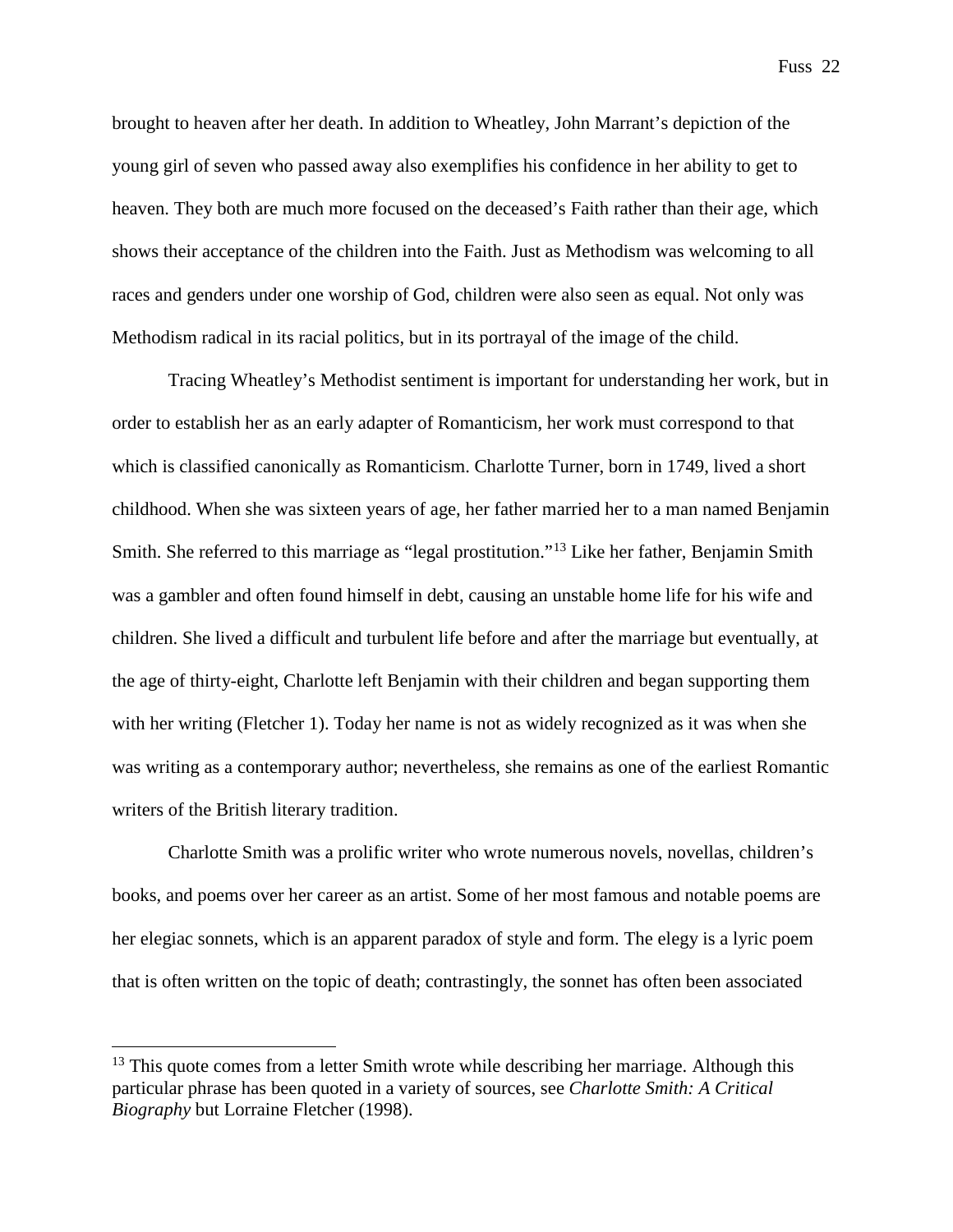brought to heaven after her death. In addition to Wheatley, John Marrant's depiction of the young girl of seven who passed away also exemplifies his confidence in her ability to get to heaven. They both are much more focused on the deceased's Faith rather than their age, which shows their acceptance of the children into the Faith. Just as Methodism was welcoming to all races and genders under one worship of God, children were also seen as equal. Not only was Methodism radical in its racial politics, but in its portrayal of the image of the child.

Tracing Wheatley's Methodist sentiment is important for understanding her work, but in order to establish her as an early adapter of Romanticism, her work must correspond to that which is classified canonically as Romanticism. Charlotte Turner, born in 1749, lived a short childhood. When she was sixteen years of age, her father married her to a man named Benjamin Smith. She referred to this marriage as "legal prostitution."[13] Like her father, Benjamin Smith was a gambler and often found himself in debt, causing an unstable home life for his wife and children. She lived a difficult and turbulent life before and after the marriage but eventually, at the age of thirty-eight, Charlotte left Benjamin with their children and began supporting them with her writing (Fletcher 1). Today her name is not as widely recognized as it was when she was writing as a contemporary author; nevertheless, she remains as one of the earliest Romantic writers of the British literary tradition.

Charlotte Smith was a prolific writer who wrote numerous novels, novellas, children's books, and poems over her career as an artist. Some of her most famous and notable poems are her elegiac sonnets, which is an apparent paradox of style and form. The elegy is a lyric poem that is often written on the topic of death; contrastingly, the sonnet has often been associated

[13] This quote comes from a letter Smith wrote while describing her marriage. Although this particular phrase has been quoted in a variety of sources, see *Charlotte Smith: A Critical Biography* but Lorraine Fletcher (1998).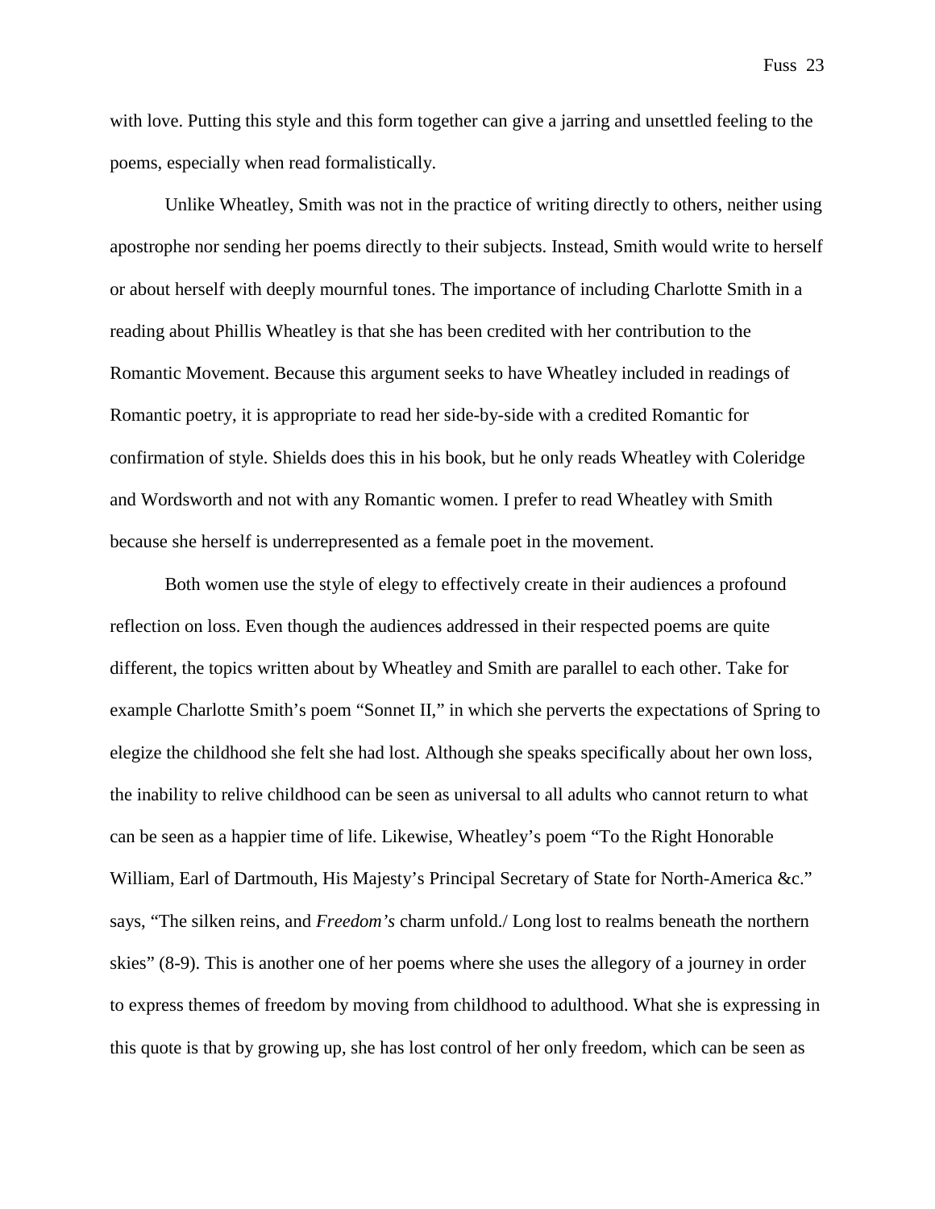with love. Putting this style and this form together can give a jarring and unsettled feeling to the poems, especially when read formalistically.

Unlike Wheatley, Smith was not in the practice of writing directly to others, neither using apostrophe nor sending her poems directly to their subjects. Instead, Smith would write to herself or about herself with deeply mournful tones. The importance of including Charlotte Smith in a reading about Phillis Wheatley is that she has been credited with her contribution to the Romantic Movement. Because this argument seeks to have Wheatley included in readings of Romantic poetry, it is appropriate to read her side-by-side with a credited Romantic for confirmation of style. Shields does this in his book, but he only reads Wheatley with Coleridge and Wordsworth and not with any Romantic women. I prefer to read Wheatley with Smith because she herself is underrepresented as a female poet in the movement.

Both women use the style of elegy to effectively create in their audiences a profound reflection on loss. Even though the audiences addressed in their respected poems are quite different, the topics written about by Wheatley and Smith are parallel to each other. Take for example Charlotte Smith's poem "Sonnet II," in which she perverts the expectations of Spring to elegize the childhood she felt she had lost. Although she speaks specifically about her own loss, the inability to relive childhood can be seen as universal to all adults who cannot return to what can be seen as a happier time of life. Likewise, Wheatley's poem "To the Right Honorable William, Earl of Dartmouth, His Majesty's Principal Secretary of State for North-America &c." says, "The silken reins, and *Freedom's* charm unfold./ Long lost to realms beneath the northern skies" (8-9). This is another one of her poems where she uses the allegory of a journey in order to express themes of freedom by moving from childhood to adulthood. What she is expressing in this quote is that by growing up, she has lost control of her only freedom, which can be seen as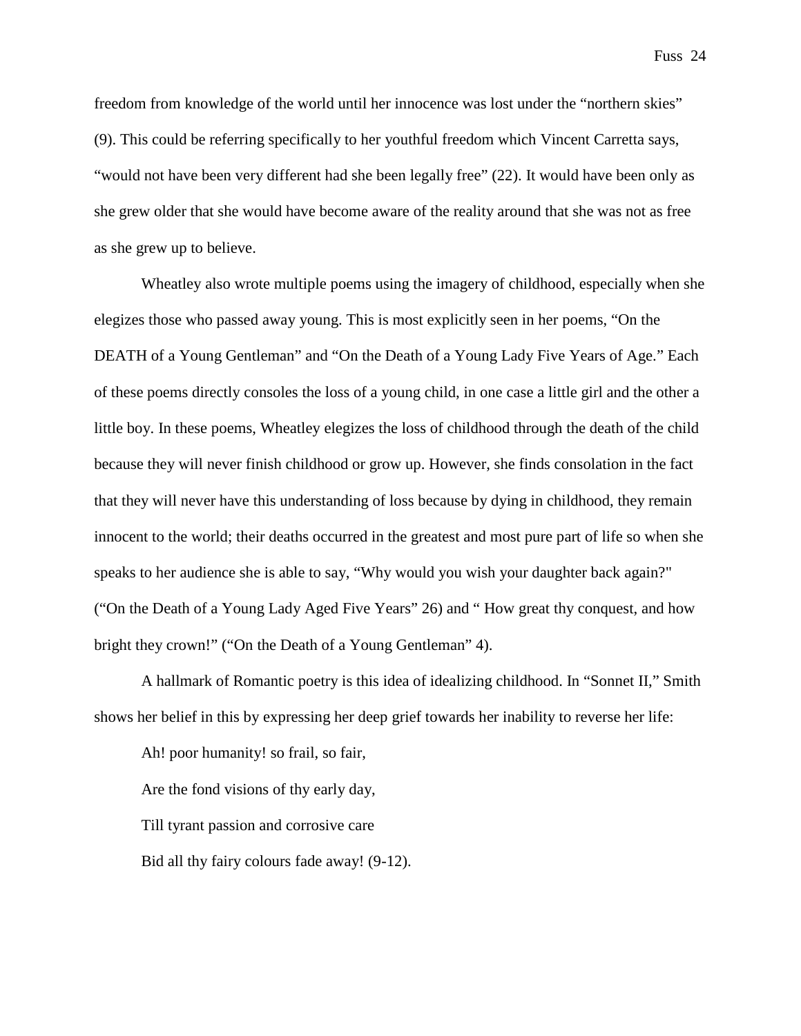freedom from knowledge of the world until her innocence was lost under the "northern skies" (9). This could be referring specifically to her youthful freedom which Vincent Carretta says, "would not have been very different had she been legally free" (22). It would have been only as she grew older that she would have become aware of the reality around that she was not as free as she grew up to believe.

Wheatley also wrote multiple poems using the imagery of childhood, especially when she elegizes those who passed away young. This is most explicitly seen in her poems, "On the DEATH of a Young Gentleman" and "On the Death of a Young Lady Five Years of Age." Each of these poems directly consoles the loss of a young child, in one case a little girl and the other a little boy. In these poems, Wheatley elegizes the loss of childhood through the death of the child because they will never finish childhood or grow up. However, she finds consolation in the fact that they will never have this understanding of loss because by dying in childhood, they remain innocent to the world; their deaths occurred in the greatest and most pure part of life so when she speaks to her audience she is able to say, "Why would you wish your daughter back again?" ("On the Death of a Young Lady Aged Five Years" 26) and " How great thy conquest, and how bright they crown!" ("On the Death of a Young Gentleman" 4).

A hallmark of Romantic poetry is this idea of idealizing childhood. In "Sonnet II," Smith shows her belief in this by expressing her deep grief towards her inability to reverse her life:

> Ah! poor humanity! so frail, so fair,
>
> Are the fond visions of thy early day,
>
> Till tyrant passion and corrosive care
>
> Bid all thy fairy colours fade away! (9-12).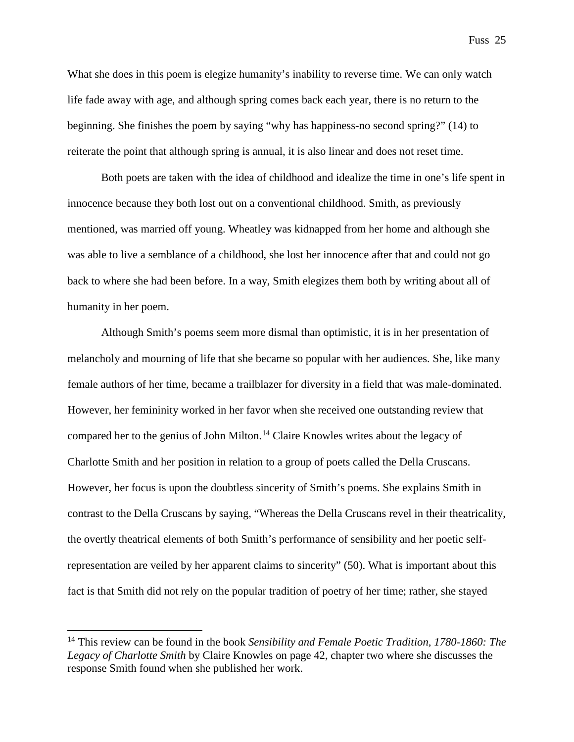What she does in this poem is elegize humanity's inability to reverse time. We can only watch life fade away with age, and although spring comes back each year, there is no return to the beginning. She finishes the poem by saying "why has happiness-no second spring?" (14) to reiterate the point that although spring is annual, it is also linear and does not reset time.

Both poets are taken with the idea of childhood and idealize the time in one's life spent in innocence because they both lost out on a conventional childhood. Smith, as previously mentioned, was married off young. Wheatley was kidnapped from her home and although she was able to live a semblance of a childhood, she lost her innocence after that and could not go back to where she had been before. In a way, Smith elegizes them both by writing about all of humanity in her poem.

Although Smith's poems seem more dismal than optimistic, it is in her presentation of melancholy and mourning of life that she became so popular with her audiences. She, like many female authors of her time, became a trailblazer for diversity in a field that was male-dominated. However, her femininity worked in her favor when she received one outstanding review that compared her to the genius of John Milton.[14] Claire Knowles writes about the legacy of Charlotte Smith and her position in relation to a group of poets called the Della Cruscans. However, her focus is upon the doubtless sincerity of Smith's poems. She explains Smith in contrast to the Della Cruscans by saying, "Whereas the Della Cruscans revel in their theatricality, the overtly theatrical elements of both Smith's performance of sensibility and her poetic self-representation are veiled by her apparent claims to sincerity" (50). What is important about this fact is that Smith did not rely on the popular tradition of poetry of her time; rather, she stayed

---

[14] This review can be found in the book *Sensibility and Female Poetic Tradition, 1780-1860: The Legacy of Charlotte Smith* by Claire Knowles on page 42, chapter two where she discusses the response Smith found when she published her work.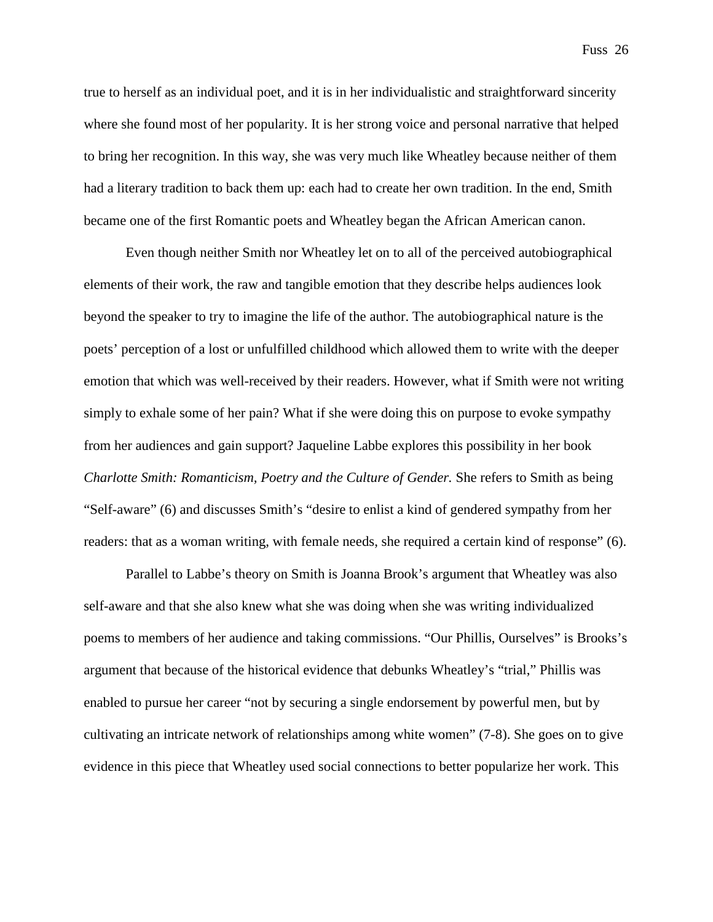true to herself as an individual poet, and it is in her individualistic and straightforward sincerity where she found most of her popularity. It is her strong voice and personal narrative that helped to bring her recognition. In this way, she was very much like Wheatley because neither of them had a literary tradition to back them up: each had to create her own tradition. In the end, Smith became one of the first Romantic poets and Wheatley began the African American canon.

Even though neither Smith nor Wheatley let on to all of the perceived autobiographical elements of their work, the raw and tangible emotion that they describe helps audiences look beyond the speaker to try to imagine the life of the author. The autobiographical nature is the poets' perception of a lost or unfulfilled childhood which allowed them to write with the deeper emotion that which was well-received by their readers. However, what if Smith were not writing simply to exhale some of her pain? What if she were doing this on purpose to evoke sympathy from her audiences and gain support? Jaqueline Labbe explores this possibility in her book *Charlotte Smith: Romanticism, Poetry and the Culture of Gender.* She refers to Smith as being "Self-aware" (6) and discusses Smith's "desire to enlist a kind of gendered sympathy from her readers: that as a woman writing, with female needs, she required a certain kind of response" (6).

Parallel to Labbe's theory on Smith is Joanna Brook's argument that Wheatley was also self-aware and that she also knew what she was doing when she was writing individualized poems to members of her audience and taking commissions. "Our Phillis, Ourselves" is Brooks's argument that because of the historical evidence that debunks Wheatley's "trial," Phillis was enabled to pursue her career "not by securing a single endorsement by powerful men, but by cultivating an intricate network of relationships among white women" (7-8). She goes on to give evidence in this piece that Wheatley used social connections to better popularize her work. This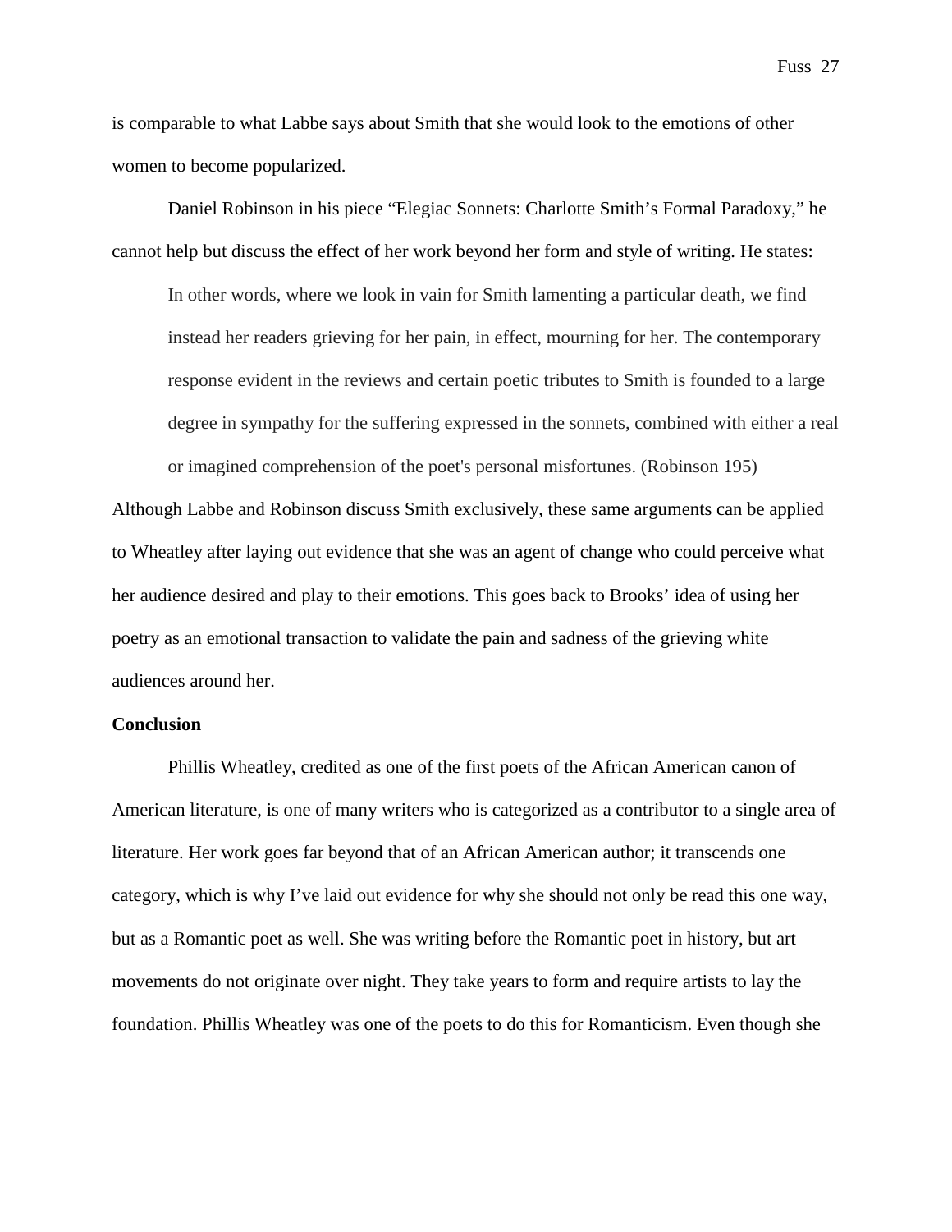is comparable to what Labbe says about Smith that she would look to the emotions of other women to become popularized.

Daniel Robinson in his piece "Elegiac Sonnets: Charlotte Smith's Formal Paradoxy," he cannot help but discuss the effect of her work beyond her form and style of writing. He states:

> In other words, where we look in vain for Smith lamenting a particular death, we find instead her readers grieving for her pain, in effect, mourning for her. The contemporary response evident in the reviews and certain poetic tributes to Smith is founded to a large degree in sympathy for the suffering expressed in the sonnets, combined with either a real or imagined comprehension of the poet's personal misfortunes. (Robinson 195)

Although Labbe and Robinson discuss Smith exclusively, these same arguments can be applied to Wheatley after laying out evidence that she was an agent of change who could perceive what her audience desired and play to their emotions. This goes back to Brooks' idea of using her poetry as an emotional transaction to validate the pain and sadness of the grieving white audiences around her.

**Conclusion**

Phillis Wheatley, credited as one of the first poets of the African American canon of American literature, is one of many writers who is categorized as a contributor to a single area of literature. Her work goes far beyond that of an African American author; it transcends one category, which is why I've laid out evidence for why she should not only be read this one way, but as a Romantic poet as well. She was writing before the Romantic poet in history, but art movements do not originate over night. They take years to form and require artists to lay the foundation. Phillis Wheatley was one of the poets to do this for Romanticism. Even though she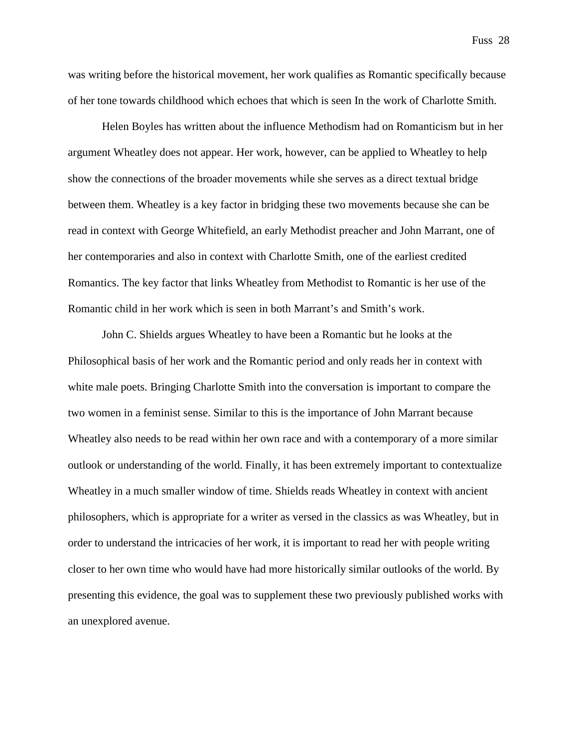was writing before the historical movement, her work qualifies as Romantic specifically because of her tone towards childhood which echoes that which is seen In the work of Charlotte Smith.

Helen Boyles has written about the influence Methodism had on Romanticism but in her argument Wheatley does not appear. Her work, however, can be applied to Wheatley to help show the connections of the broader movements while she serves as a direct textual bridge between them. Wheatley is a key factor in bridging these two movements because she can be read in context with George Whitefield, an early Methodist preacher and John Marrant, one of her contemporaries and also in context with Charlotte Smith, one of the earliest credited Romantics. The key factor that links Wheatley from Methodist to Romantic is her use of the Romantic child in her work which is seen in both Marrant's and Smith's work.

John C. Shields argues Wheatley to have been a Romantic but he looks at the Philosophical basis of her work and the Romantic period and only reads her in context with white male poets. Bringing Charlotte Smith into the conversation is important to compare the two women in a feminist sense. Similar to this is the importance of John Marrant because Wheatley also needs to be read within her own race and with a contemporary of a more similar outlook or understanding of the world. Finally, it has been extremely important to contextualize Wheatley in a much smaller window of time. Shields reads Wheatley in context with ancient philosophers, which is appropriate for a writer as versed in the classics as was Wheatley, but in order to understand the intricacies of her work, it is important to read her with people writing closer to her own time who would have had more historically similar outlooks of the world. By presenting this evidence, the goal was to supplement these two previously published works with an unexplored avenue.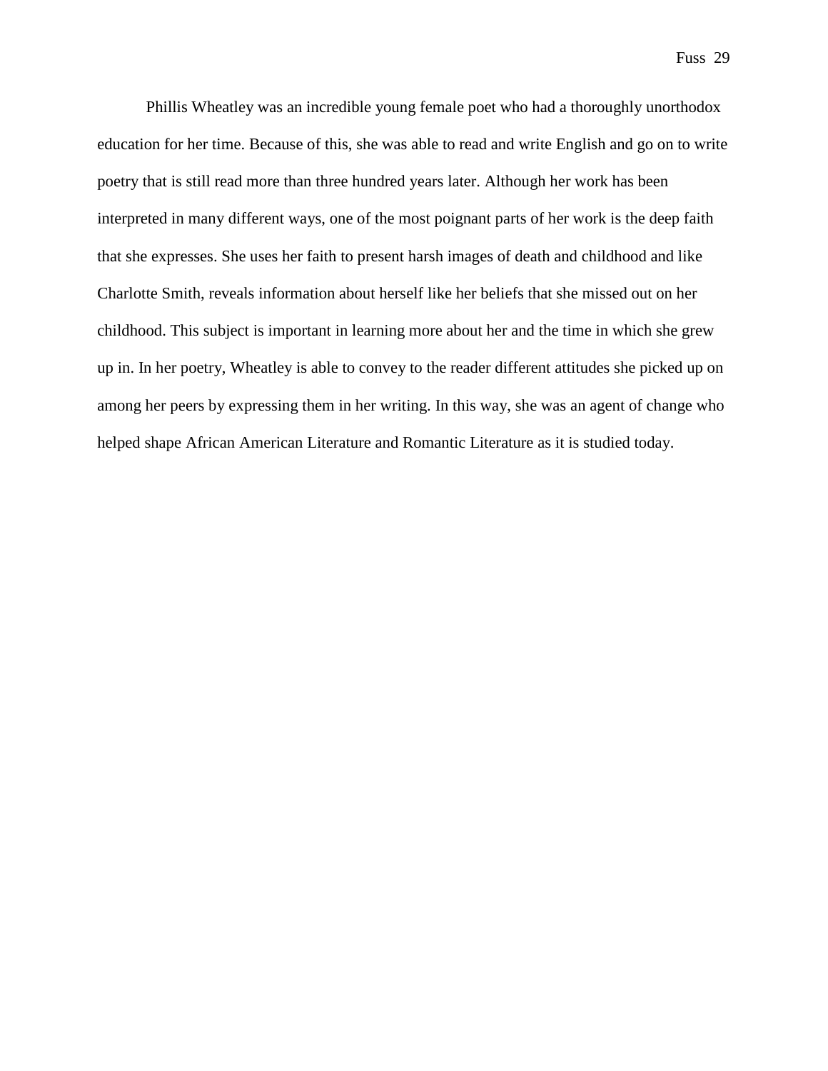Phillis Wheatley was an incredible young female poet who had a thoroughly unorthodox education for her time. Because of this, she was able to read and write English and go on to write poetry that is still read more than three hundred years later. Although her work has been interpreted in many different ways, one of the most poignant parts of her work is the deep faith that she expresses. She uses her faith to present harsh images of death and childhood and like Charlotte Smith, reveals information about herself like her beliefs that she missed out on her childhood. This subject is important in learning more about her and the time in which she grew up in. In her poetry, Wheatley is able to convey to the reader different attitudes she picked up on among her peers by expressing them in her writing. In this way, she was an agent of change who helped shape African American Literature and Romantic Literature as it is studied today.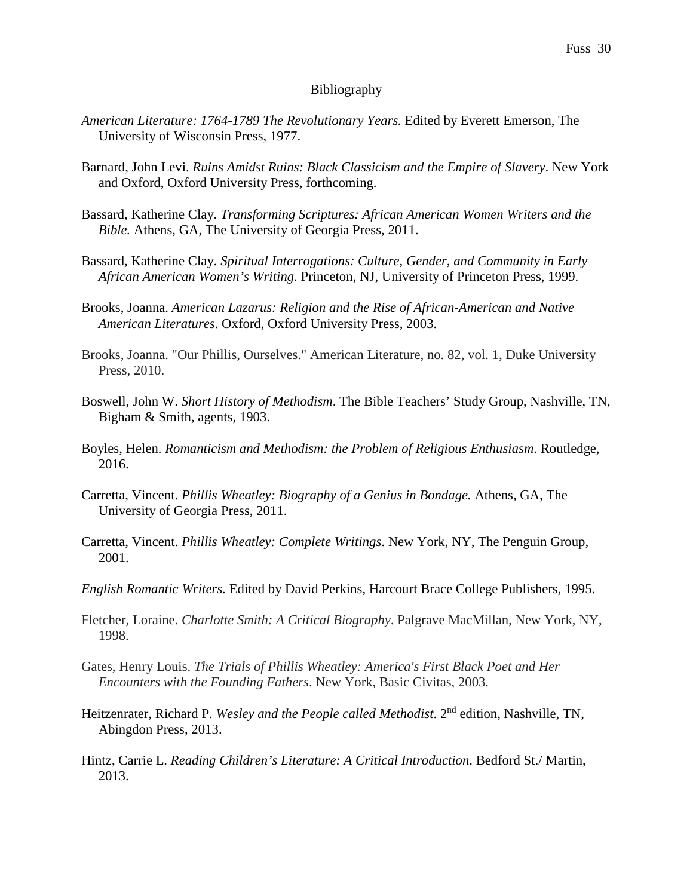# Bibliography

*American Literature: 1764-1789 The Revolutionary Years.* Edited by Everett Emerson, The University of Wisconsin Press, 1977.

Barnard, John Levi. *Ruins Amidst Ruins: Black Classicism and the Empire of Slavery*. New York and Oxford, Oxford University Press, forthcoming.

Bassard, Katherine Clay. *Transforming Scriptures: African American Women Writers and the Bible.* Athens, GA, The University of Georgia Press, 2011.

Bassard, Katherine Clay. *Spiritual Interrogations: Culture, Gender, and Community in Early African American Women's Writing.* Princeton, NJ, University of Princeton Press, 1999.

Brooks, Joanna. *American Lazarus: Religion and the Rise of African-American and Native American Literatures*. Oxford, Oxford University Press, 2003.

Brooks, Joanna. "Our Phillis, Ourselves." American Literature, no. 82, vol. 1, Duke University Press, 2010.

Boswell, John W. *Short History of Methodism*. The Bible Teachers' Study Group, Nashville, TN, Bigham & Smith, agents, 1903.

Boyles, Helen. *Romanticism and Methodism: the Problem of Religious Enthusiasm*. Routledge, 2016.

Carretta, Vincent. *Phillis Wheatley: Biography of a Genius in Bondage.* Athens, GA, The University of Georgia Press, 2011.

Carretta, Vincent. *Phillis Wheatley: Complete Writings*. New York, NY, The Penguin Group, 2001.

*English Romantic Writers.* Edited by David Perkins, Harcourt Brace College Publishers, 1995.

Fletcher, Loraine. *Charlotte Smith: A Critical Biography*. Palgrave MacMillan, New York, NY, 1998.

Gates, Henry Louis. *The Trials of Phillis Wheatley: America's First Black Poet and Her Encounters with the Founding Fathers*. New York, Basic Civitas, 2003.

Heitzenrater, Richard P. *Wesley and the People called Methodist*. 2nd edition, Nashville, TN, Abingdon Press, 2013.

Hintz, Carrie L. *Reading Children's Literature: A Critical Introduction*. Bedford St./ Martin, 2013.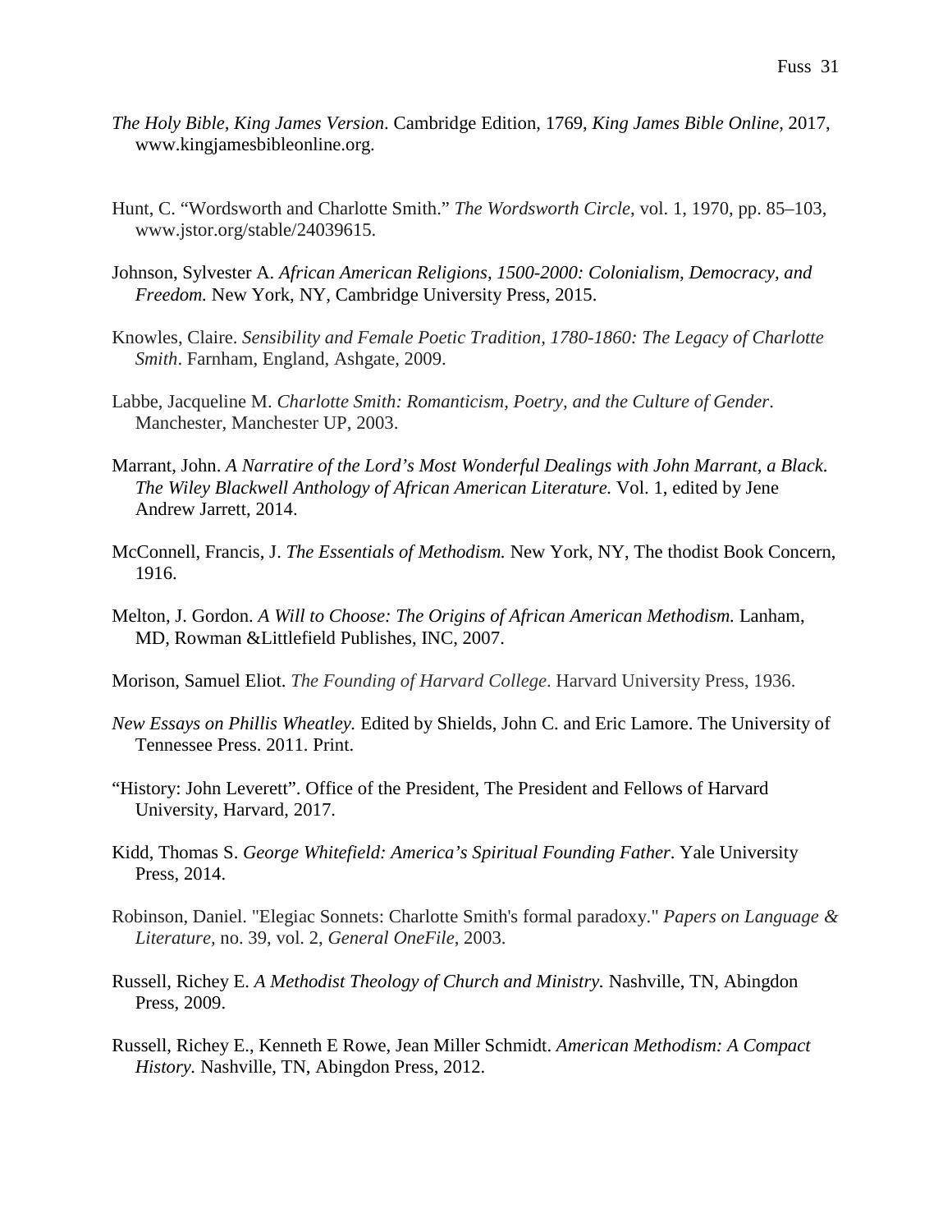*The Holy Bible, King James Version*. Cambridge Edition, 1769, *King James Bible Online*, 2017, www.kingjamesbibleonline.org.

Hunt, C. "Wordsworth and Charlotte Smith." *The Wordsworth Circle*, vol. 1, 1970, pp. 85–103, www.jstor.org/stable/24039615.

Johnson, Sylvester A. *African American Religions, 1500-2000: Colonialism, Democracy, and Freedom.* New York, NY, Cambridge University Press, 2015.

Knowles, Claire. *Sensibility and Female Poetic Tradition, 1780-1860: The Legacy of Charlotte Smith*. Farnham, England, Ashgate, 2009.

Labbe, Jacqueline M. *Charlotte Smith: Romanticism, Poetry, and the Culture of Gender*. Manchester, Manchester UP, 2003.

Marrant, John. *A Narratire of the Lord's Most Wonderful Dealings with John Marrant, a Black. The Wiley Blackwell Anthology of African American Literature.* Vol. 1, edited by Jene Andrew Jarrett, 2014.

McConnell, Francis, J. *The Essentials of Methodism.* New York, NY, The thodist Book Concern, 1916.

Melton, J. Gordon. *A Will to Choose: The Origins of African American Methodism.* Lanham, MD, Rowman &Littlefield Publishes, INC, 2007.

Morison, Samuel Eliot. *The Founding of Harvard College*. Harvard University Press, 1936.

*New Essays on Phillis Wheatley.* Edited by Shields, John C. and Eric Lamore. The University of Tennessee Press. 2011. Print.

"History: John Leverett". Office of the President, The President and Fellows of Harvard University, Harvard, 2017.

Kidd, Thomas S. *George Whitefield: America's Spiritual Founding Father.* Yale University Press, 2014.

Robinson, Daniel. "Elegiac Sonnets: Charlotte Smith's formal paradoxy." *Papers on Language & Literature,* no. 39, vol. 2, *General OneFile*, 2003.

Russell, Richey E. *A Methodist Theology of Church and Ministry.* Nashville, TN, Abingdon Press, 2009.

Russell, Richey E., Kenneth E Rowe, Jean Miller Schmidt. *American Methodism: A Compact History.* Nashville, TN, Abingdon Press, 2012.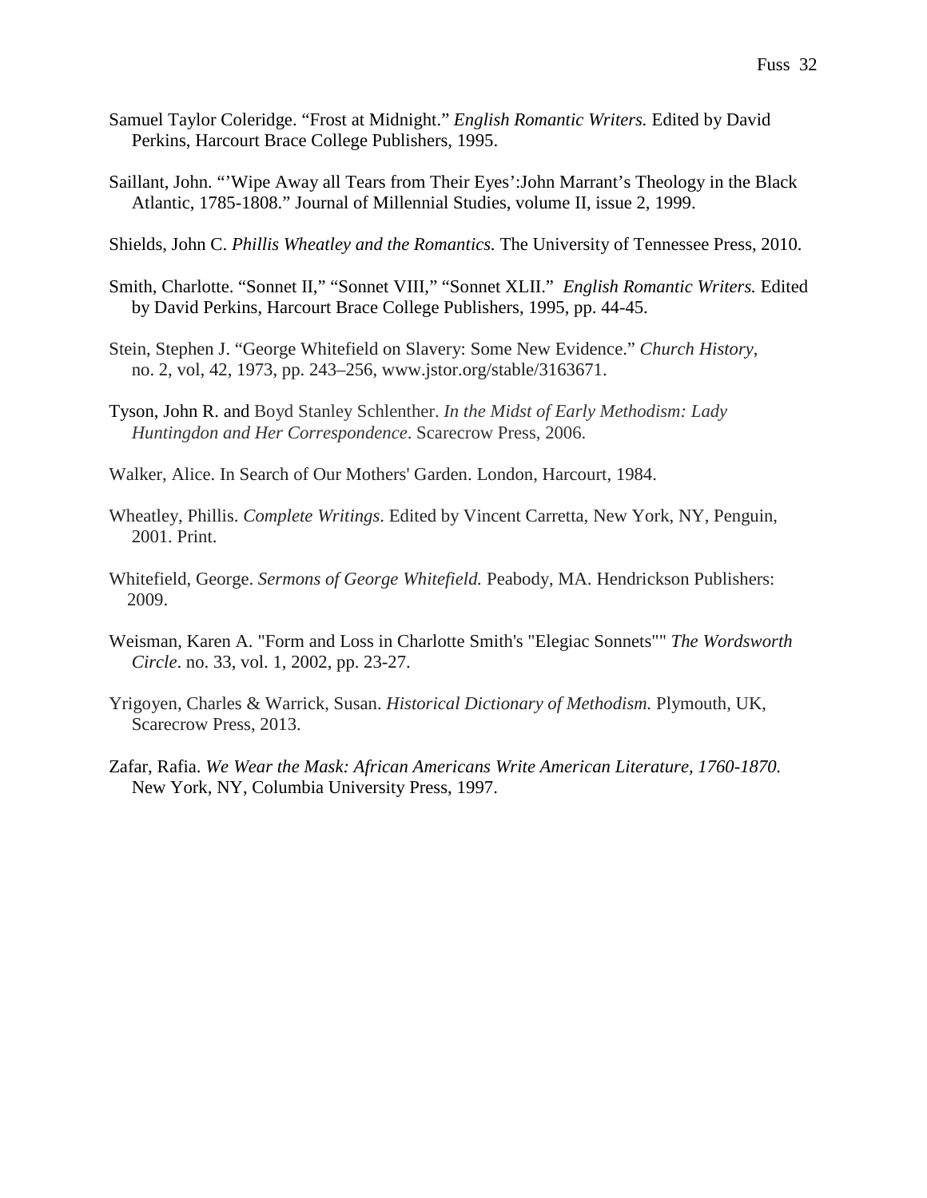Samuel Taylor Coleridge. “Frost at Midnight.” *English Romantic Writers.* Edited by David Perkins, Harcourt Brace College Publishers, 1995.

Saillant, John. “’Wipe Away all Tears from Their Eyes’:John Marrant’s Theology in the Black Atlantic, 1785-1808.” Journal of Millennial Studies, volume II, issue 2, 1999.

Shields, John C. *Phillis Wheatley and the Romantics.* The University of Tennessee Press, 2010.

Smith, Charlotte. “Sonnet II,” “Sonnet VIII,” “Sonnet XLII.” *English Romantic Writers.* Edited by David Perkins, Harcourt Brace College Publishers, 1995, pp. 44-45.

Stein, Stephen J. “George Whitefield on Slavery: Some New Evidence.” *Church History*, no. 2, vol, 42, 1973, pp. 243–256, www.jstor.org/stable/3163671.

Tyson, John R. and Boyd Stanley Schlenther. *In the Midst of Early Methodism: Lady Huntingdon and Her Correspondence*. Scarecrow Press, 2006.

Walker, Alice. In Search of Our Mothers' Garden. London, Harcourt, 1984.

Wheatley, Phillis. *Complete Writings*. Edited by Vincent Carretta, New York, NY, Penguin, 2001. Print.

Whitefield, George. *Sermons of George Whitefield.* Peabody, MA. Hendrickson Publishers: 2009.

Weisman, Karen A. "Form and Loss in Charlotte Smith's "Elegiac Sonnets"" *The Wordsworth Circle*. no. 33, vol. 1, 2002, pp. 23-27.

Yrigoyen, Charles & Warrick, Susan. *Historical Dictionary of Methodism.* Plymouth, UK, Scarecrow Press, 2013.

Zafar, Rafia. *We Wear the Mask: African Americans Write American Literature, 1760-1870.* New York, NY, Columbia University Press, 1997.